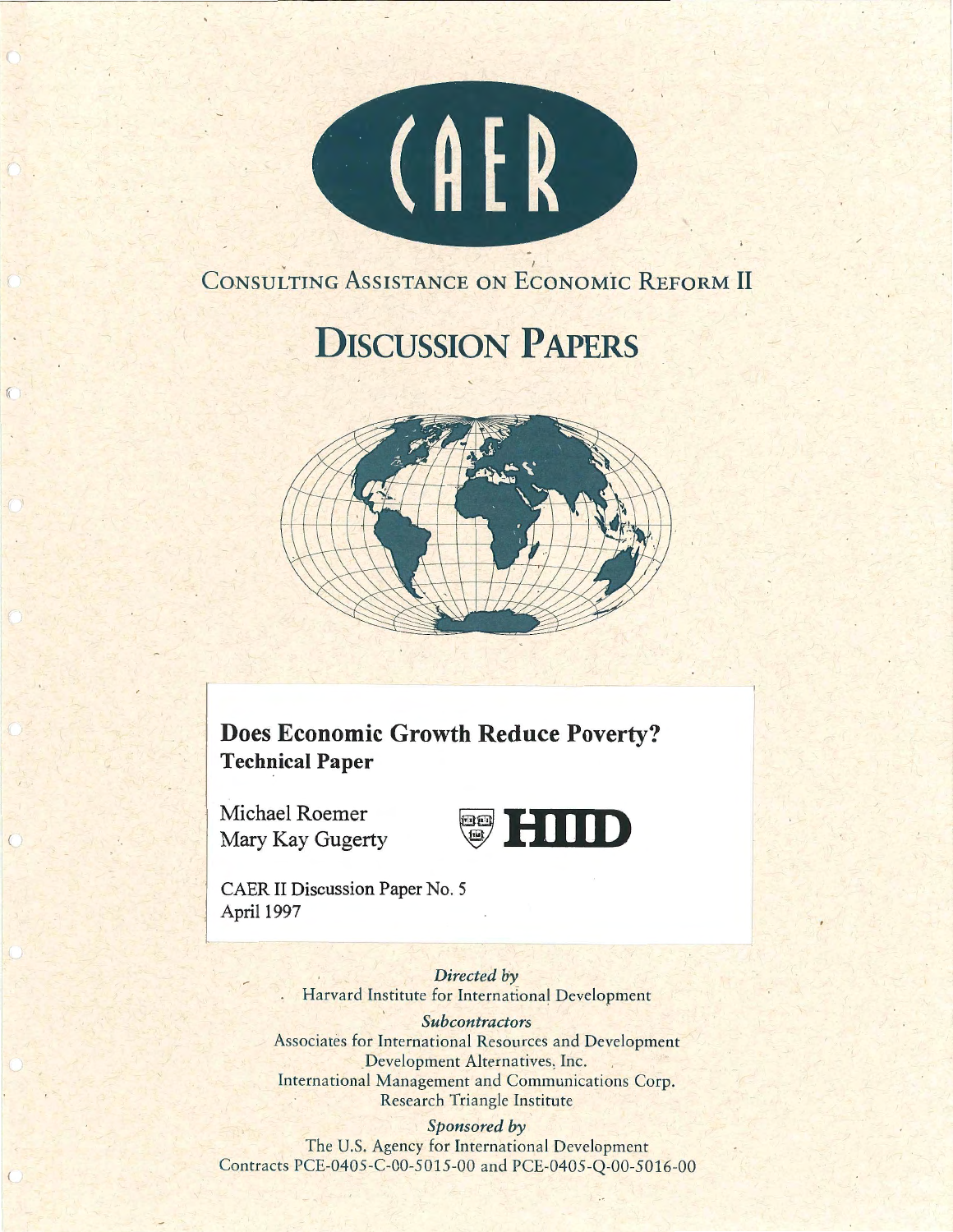CAER

CONSULTING ASSISTANCE ON ECONOMIC REFORM II

# DISCUSSION PAPERS

## Does Economic Growth Reduce Poverty?
**Technical Paper**

Michael Roemer
Mary Kay Gugerty

HIID

CAER II Discussion Paper No. 5
April 1997

*Directed by*
Harvard Institute for International Development

*Subcontractors*
Associates for International Resources and Development
Development Alternatives, Inc.
International Management and Communications Corp.
Research Triangle Institute

*Sponsored by*
The U.S. Agency for International Development
Contracts PCE-0405-C-00-5015-00 and PCE-0405-Q-00-5016-00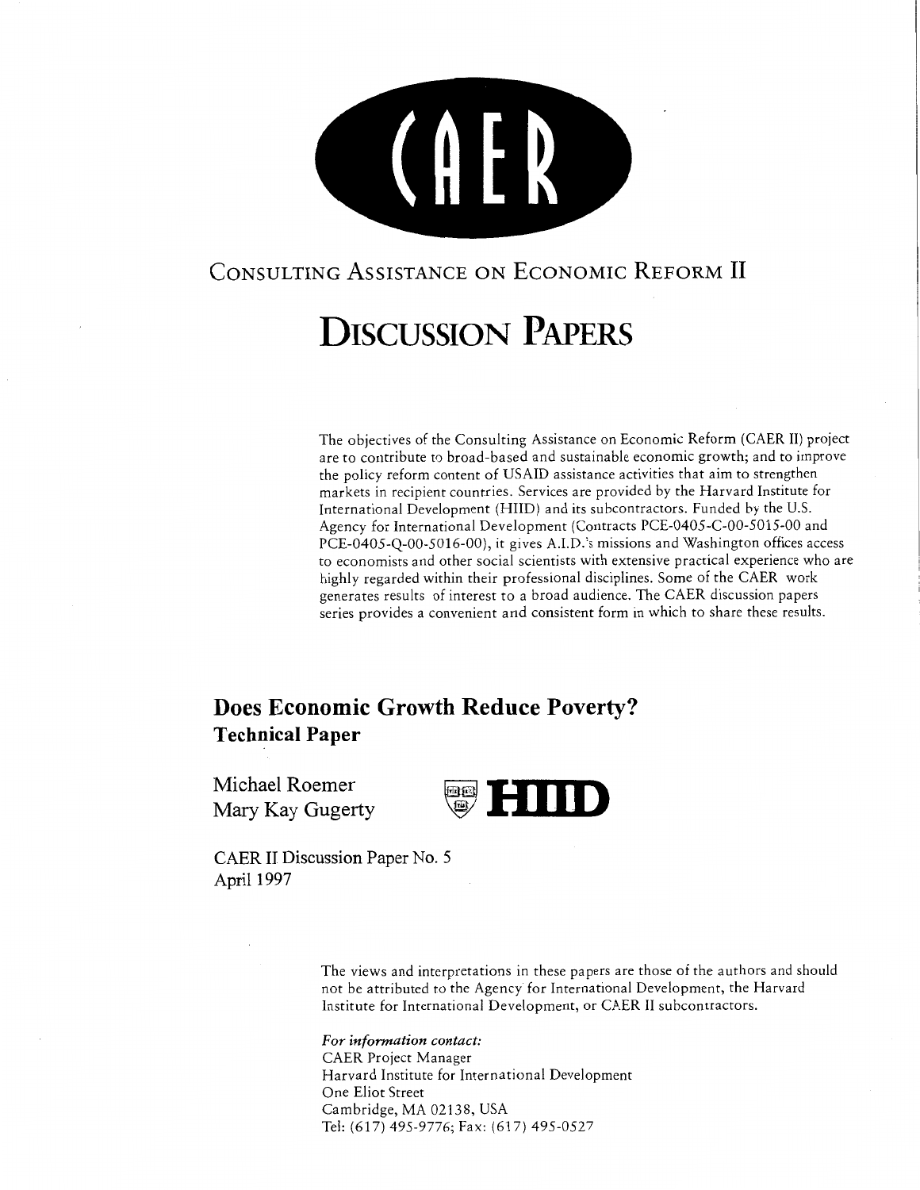# CAER

CONSULTING ASSISTANCE ON ECONOMIC REFORM II

# DISCUSSION PAPERS

The objectives of the Consulting Assistance on Economic Reform (CAER II) project are to contribute to broad-based and sustainable economic growth; and to improve the policy reform content of USAID assistance activities that aim to strengthen markets in recipient countries. Services are provided by the Harvard Institute for International Development (HIID) and its subcontractors. Funded by the U.S. Agency for International Development (Contracts PCE-0405-C-00-5015-00 and PCE-0405-Q-00-5016-00), it gives A.I.D.'s missions and Washington offices access to economists and other social scientists with extensive practical experience who are highly regarded within their professional disciplines. Some of the CAER work generates results of interest to a broad audience. The CAER discussion papers series provides a convenient and consistent form in which to share these results.

## Does Economic Growth Reduce Poverty?
### Technical Paper

Michael Roemer
Mary Kay Gugerty

HIID

CAER II Discussion Paper No. 5
April 1997

The views and interpretations in these papers are those of the authors and should not be attributed to the Agency for International Development, the Harvard Institute for International Development, or CAER II subcontractors.

*For information contact:*
CAER Project Manager
Harvard Institute for International Development
One Eliot Street
Cambridge, MA 02138, USA
Tel: (617) 495-9776; Fax: (617) 495-0527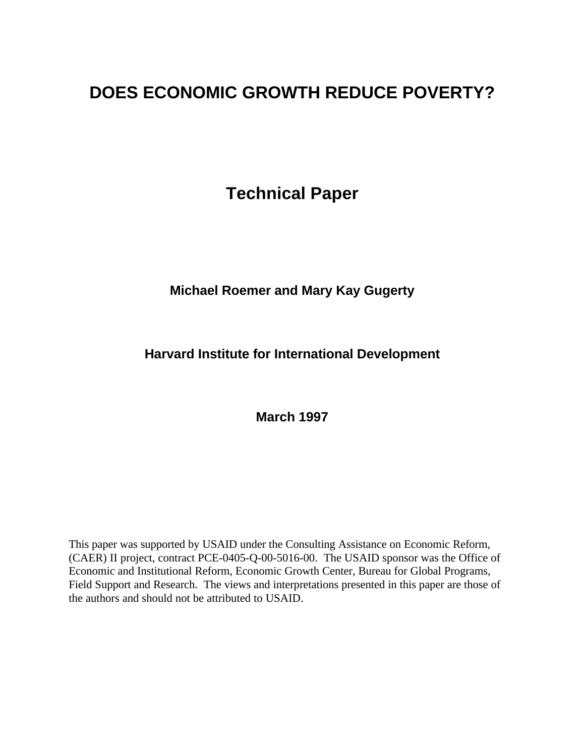# DOES ECONOMIC GROWTH REDUCE POVERTY?

## Technical Paper

**Michael Roemer and Mary Kay Gugerty**

**Harvard Institute for International Development**

**March 1997**

This paper was supported by USAID under the Consulting Assistance on Economic Reform, (CAER) II project, contract PCE-0405-Q-00-5016-00. The USAID sponsor was the Office of Economic and Institutional Reform, Economic Growth Center, Bureau for Global Programs, Field Support and Research. The views and interpretations presented in this paper are those of the authors and should not be attributed to USAID.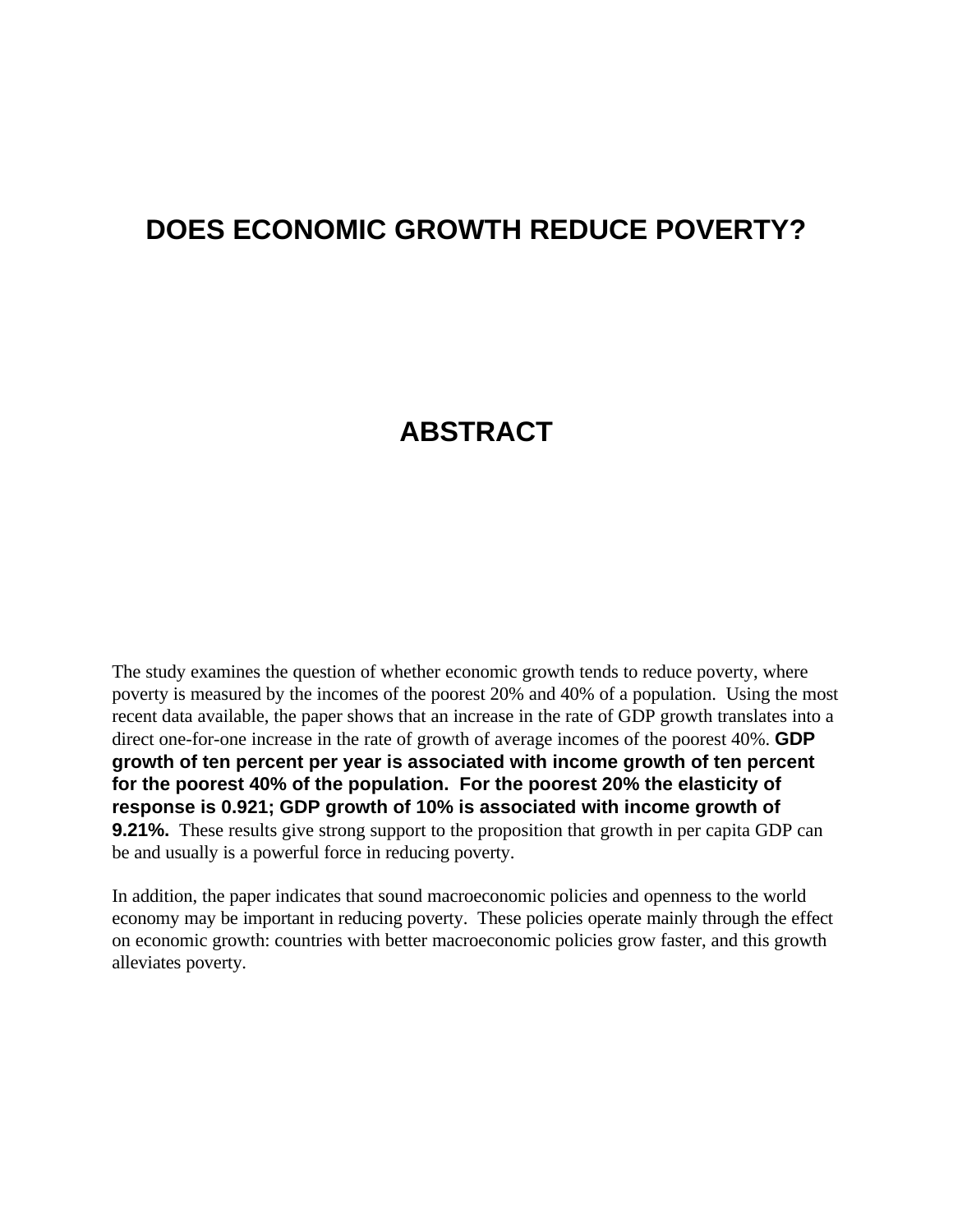# DOES ECONOMIC GROWTH REDUCE POVERTY?

## ABSTRACT

The study examines the question of whether economic growth tends to reduce poverty, where poverty is measured by the incomes of the poorest 20% and 40% of a population. Using the most recent data available, the paper shows that an increase in the rate of GDP growth translates into a direct one-for-one increase in the rate of growth of average incomes of the poorest 40%. **GDP growth of ten percent per year is associated with income growth of ten percent for the poorest 40% of the population. For the poorest 20% the elasticity of response is 0.921; GDP growth of 10% is associated with income growth of 9.21%.** These results give strong support to the proposition that growth in per capita GDP can be and usually is a powerful force in reducing poverty.

In addition, the paper indicates that sound macroeconomic policies and openness to the world economy may be important in reducing poverty. These policies operate mainly through the effect on economic growth: countries with better macroeconomic policies grow faster, and this growth alleviates poverty.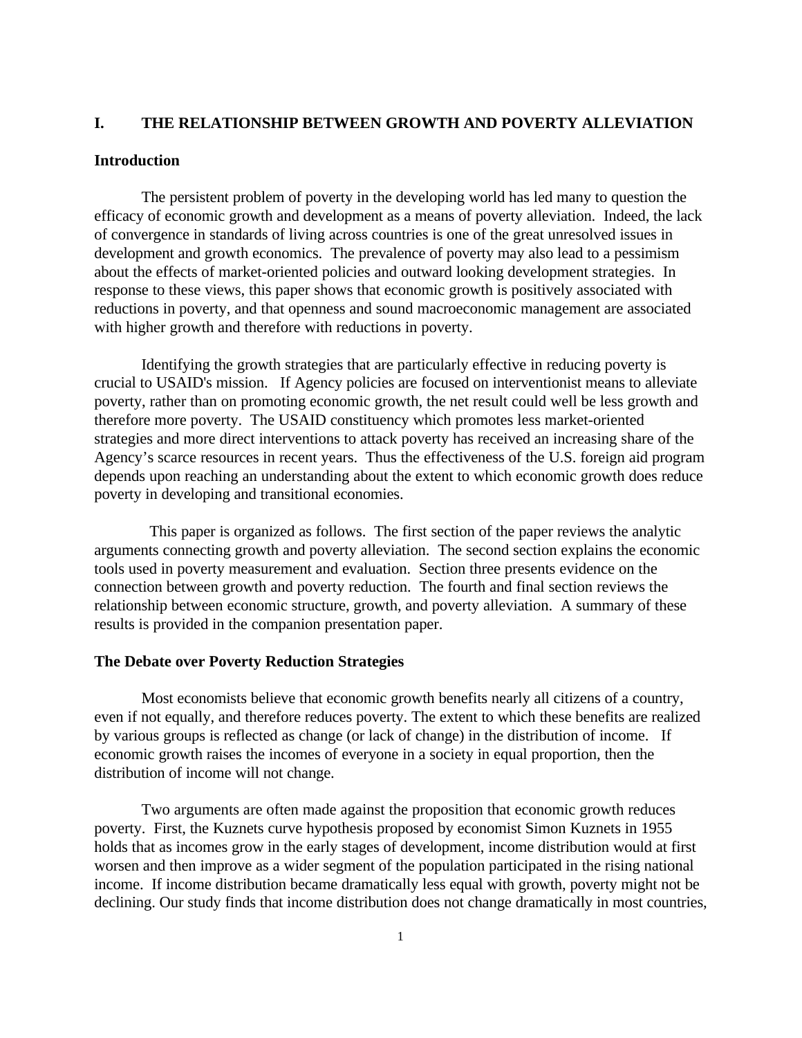# I. THE RELATIONSHIP BETWEEN GROWTH AND POVERTY ALLEVIATION

## Introduction

The persistent problem of poverty in the developing world has led many to question the efficacy of economic growth and development as a means of poverty alleviation. Indeed, the lack of convergence in standards of living across countries is one of the great unresolved issues in development and growth economics. The prevalence of poverty may also lead to a pessimism about the effects of market-oriented policies and outward looking development strategies. In response to these views, this paper shows that economic growth is positively associated with reductions in poverty, and that openness and sound macroeconomic management are associated with higher growth and therefore with reductions in poverty.

Identifying the growth strategies that are particularly effective in reducing poverty is crucial to USAID's mission. If Agency policies are focused on interventionist means to alleviate poverty, rather than on promoting economic growth, the net result could well be less growth and therefore more poverty. The USAID constituency which promotes less market-oriented strategies and more direct interventions to attack poverty has received an increasing share of the Agency's scarce resources in recent years. Thus the effectiveness of the U.S. foreign aid program depends upon reaching an understanding about the extent to which economic growth does reduce poverty in developing and transitional economies.

This paper is organized as follows. The first section of the paper reviews the analytic arguments connecting growth and poverty alleviation. The second section explains the economic tools used in poverty measurement and evaluation. Section three presents evidence on the connection between growth and poverty reduction. The fourth and final section reviews the relationship between economic structure, growth, and poverty alleviation. A summary of these results is provided in the companion presentation paper.

## The Debate over Poverty Reduction Strategies

Most economists believe that economic growth benefits nearly all citizens of a country, even if not equally, and therefore reduces poverty. The extent to which these benefits are realized by various groups is reflected as change (or lack of change) in the distribution of income. If economic growth raises the incomes of everyone in a society in equal proportion, then the distribution of income will not change.

Two arguments are often made against the proposition that economic growth reduces poverty. First, the Kuznets curve hypothesis proposed by economist Simon Kuznets in 1955 holds that as incomes grow in the early stages of development, income distribution would at first worsen and then improve as a wider segment of the population participated in the rising national income. If income distribution became dramatically less equal with growth, poverty might not be declining. Our study finds that income distribution does not change dramatically in most countries,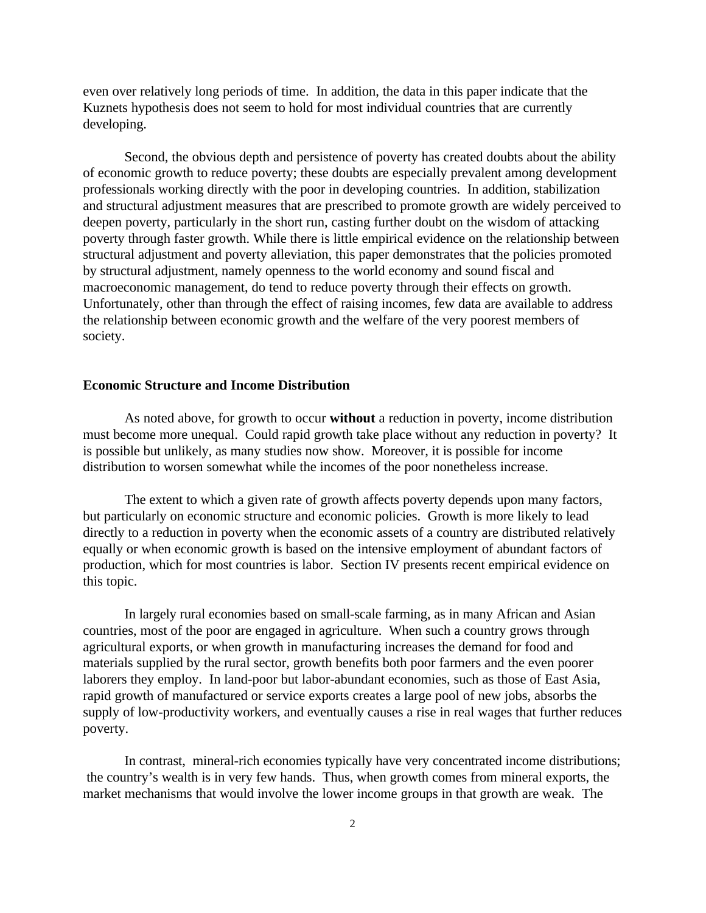even over relatively long periods of time.  In addition, the data in this paper indicate that the Kuznets hypothesis does not seem to hold for most individual countries that are currently developing.

Second, the obvious depth and persistence of poverty has created doubts about the ability of economic growth to reduce poverty; these doubts are especially prevalent among development professionals working directly with the poor in developing countries.  In addition, stabilization and structural adjustment measures that are prescribed to promote growth are widely perceived to deepen poverty, particularly in the short run, casting further doubt on the wisdom of attacking poverty through faster growth. While there is little empirical evidence on the relationship between structural adjustment and poverty alleviation, this paper demonstrates that the policies promoted by structural adjustment, namely openness to the world economy and sound fiscal and macroeconomic management, do tend to reduce poverty through their effects on growth.  Unfortunately, other than through the effect of raising incomes, few data are available to address the relationship between economic growth and the welfare of the very poorest members of society.

## Economic Structure and Income Distribution

As noted above, for growth to occur **without** a reduction in poverty, income distribution must become more unequal.  Could rapid growth take place without any reduction in poverty?  It is possible but unlikely, as many studies now show.  Moreover, it is possible for income distribution to worsen somewhat while the incomes of the poor nonetheless increase.

The extent to which a given rate of growth affects poverty depends upon many factors, but particularly on economic structure and economic policies.  Growth is more likely to lead directly to a reduction in poverty when the economic assets of a country are distributed relatively equally or when economic growth is based on the intensive employment of abundant factors of production, which for most countries is labor.  Section IV presents recent empirical evidence on this topic.

In largely rural economies based on small-scale farming, as in many African and Asian countries, most of the poor are engaged in agriculture.  When such a country grows through agricultural exports, or when growth in manufacturing increases the demand for food and materials supplied by the rural sector, growth benefits both poor farmers and the even poorer laborers they employ.  In land-poor but labor-abundant economies, such as those of East Asia, rapid growth of manufactured or service exports creates a large pool of new jobs, absorbs the supply of low-productivity workers, and eventually causes a rise in real wages that further reduces poverty.

In contrast,  mineral-rich economies typically have very concentrated income distributions; the country's wealth is in very few hands.  Thus, when growth comes from mineral exports, the market mechanisms that would involve the lower income groups in that growth are weak.  The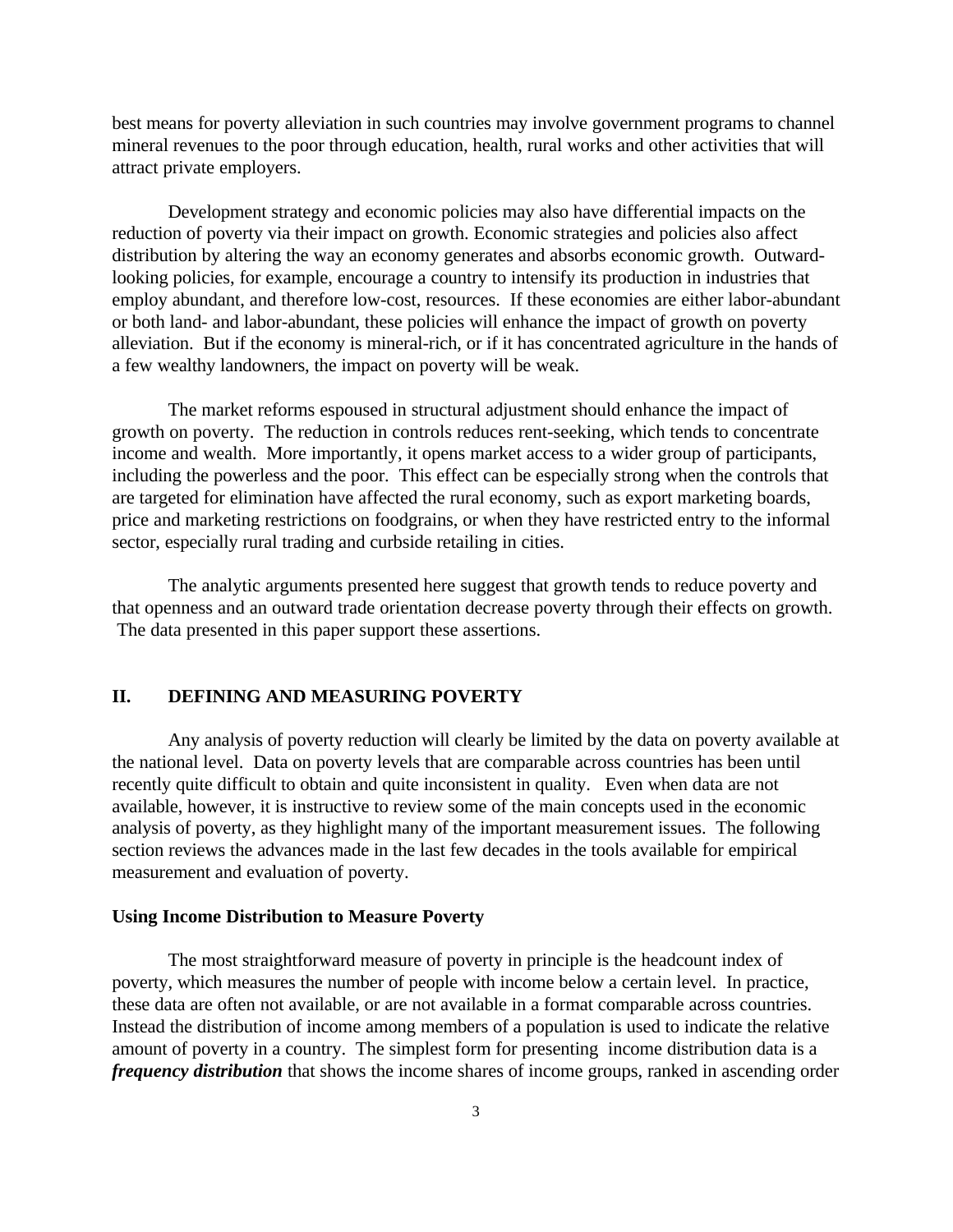best means for poverty alleviation in such countries may involve government programs to channel mineral revenues to the poor through education, health, rural works and other activities that will attract private employers.

Development strategy and economic policies may also have differential impacts on the reduction of poverty via their impact on growth. Economic strategies and policies also affect distribution by altering the way an economy generates and absorbs economic growth. Outward-looking policies, for example, encourage a country to intensify its production in industries that employ abundant, and therefore low-cost, resources. If these economies are either labor-abundant or both land- and labor-abundant, these policies will enhance the impact of growth on poverty alleviation. But if the economy is mineral-rich, or if it has concentrated agriculture in the hands of a few wealthy landowners, the impact on poverty will be weak.

The market reforms espoused in structural adjustment should enhance the impact of growth on poverty. The reduction in controls reduces rent-seeking, which tends to concentrate income and wealth. More importantly, it opens market access to a wider group of participants, including the powerless and the poor. This effect can be especially strong when the controls that are targeted for elimination have affected the rural economy, such as export marketing boards, price and marketing restrictions on foodgrains, or when they have restricted entry to the informal sector, especially rural trading and curbside retailing in cities.

The analytic arguments presented here suggest that growth tends to reduce poverty and that openness and an outward trade orientation decrease poverty through their effects on growth. The data presented in this paper support these assertions.

## II. DEFINING AND MEASURING POVERTY

Any analysis of poverty reduction will clearly be limited by the data on poverty available at the national level. Data on poverty levels that are comparable across countries has been until recently quite difficult to obtain and quite inconsistent in quality. Even when data are not available, however, it is instructive to review some of the main concepts used in the economic analysis of poverty, as they highlight many of the important measurement issues. The following section reviews the advances made in the last few decades in the tools available for empirical measurement and evaluation of poverty.

### Using Income Distribution to Measure Poverty

The most straightforward measure of poverty in principle is the headcount index of poverty, which measures the number of people with income below a certain level. In practice, these data are often not available, or are not available in a format comparable across countries. Instead the distribution of income among members of a population is used to indicate the relative amount of poverty in a country. The simplest form for presenting income distribution data is a ***frequency distribution*** that shows the income shares of income groups, ranked in ascending order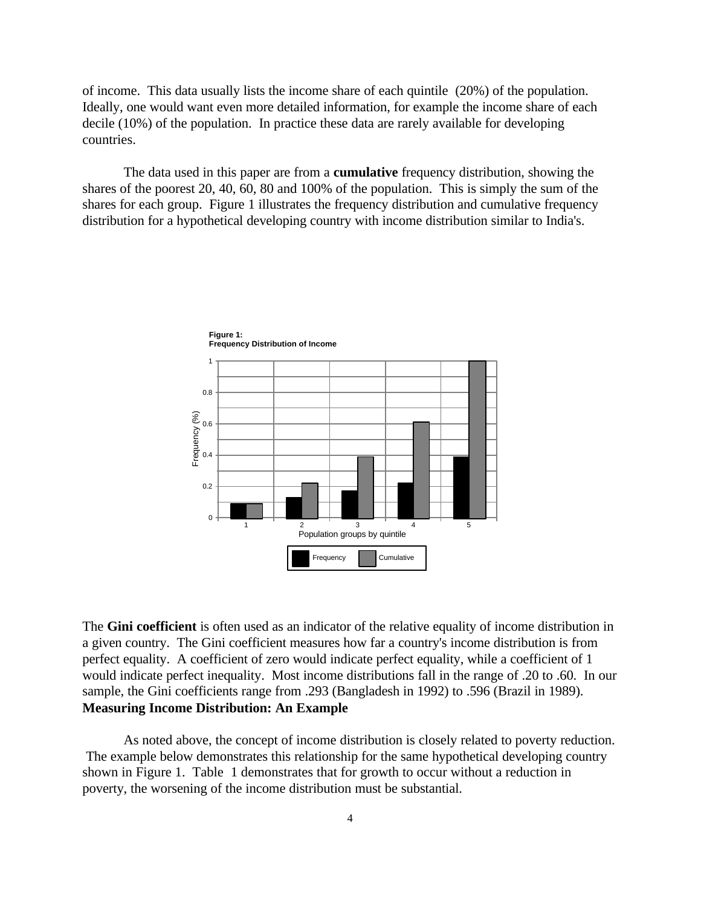of income. This data usually lists the income share of each quintile (20%) of the population. Ideally, one would want even more detailed information, for example the income share of each decile (10%) of the population. In practice these data are rarely available for developing countries.

The data used in this paper are from a **cumulative** frequency distribution, showing the shares of the poorest 20, 40, 60, 80 and 100% of the population. This is simply the sum of the shares for each group. Figure 1 illustrates the frequency distribution and cumulative frequency distribution for a hypothetical developing country with income distribution similar to India's.

**Figure 1: Frequency Distribution of Income**

The **Gini coefficient** is often used as an indicator of the relative equality of income distribution in a given country. The Gini coefficient measures how far a country's income distribution is from perfect equality. A coefficient of zero would indicate perfect equality, while a coefficient of 1 would indicate perfect inequality. Most income distributions fall in the range of .20 to .60. In our sample, the Gini coefficients range from .293 (Bangladesh in 1992) to .596 (Brazil in 1989).

**Measuring Income Distribution: An Example**

As noted above, the concept of income distribution is closely related to poverty reduction. The example below demonstrates this relationship for the same hypothetical developing country shown in Figure 1. Table 1 demonstrates that for growth to occur without a reduction in poverty, the worsening of the income distribution must be substantial.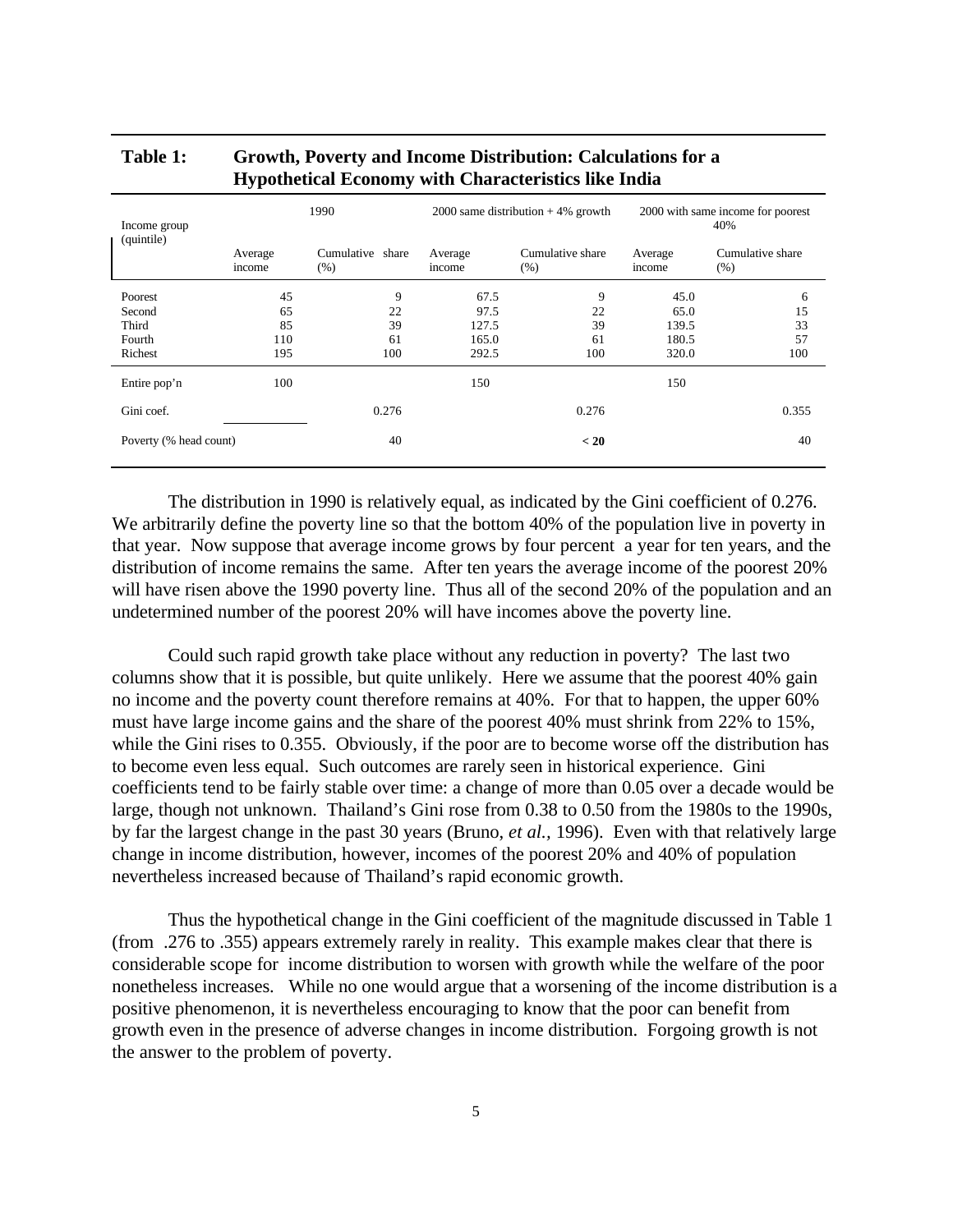**Table 1: Growth, Poverty and Income Distribution: Calculations for a Hypothetical Economy with Characteristics like India**

| Income group (quintile) | 1990 | | 2000 same distribution + 4% growth | | 2000 with same income for poorest 40% | |
|---|---|---|---|---|---|---|
| | Average income | Cumulative share (%) | Average income | Cumulative share (%) | Average income | Cumulative share (%) |
| Poorest | 45 | 9 | 67.5 | 9 | 45.0 | 6 |
| Second | 65 | 22 | 97.5 | 22 | 65.0 | 15 |
| Third | 85 | 39 | 127.5 | 39 | 139.5 | 33 |
| Fourth | 110 | 61 | 165.0 | 61 | 180.5 | 57 |
| Richest | 195 | 100 | 292.5 | 100 | 320.0 | 100 |
| Entire pop'n | 100 | | 150 | | 150 | |
| Gini coef. | | 0.276 | | 0.276 | | 0.355 |
| Poverty (% head count) | | 40 | | **< 20** | | 40 |

The distribution in 1990 is relatively equal, as indicated by the Gini coefficient of 0.276. We arbitrarily define the poverty line so that the bottom 40% of the population live in poverty in that year. Now suppose that average income grows by four percent a year for ten years, and the distribution of income remains the same. After ten years the average income of the poorest 20% will have risen above the 1990 poverty line. Thus all of the second 20% of the population and an undetermined number of the poorest 20% will have incomes above the poverty line.

Could such rapid growth take place without any reduction in poverty? The last two columns show that it is possible, but quite unlikely. Here we assume that the poorest 40% gain no income and the poverty count therefore remains at 40%. For that to happen, the upper 60% must have large income gains and the share of the poorest 40% must shrink from 22% to 15%, while the Gini rises to 0.355. Obviously, if the poor are to become worse off the distribution has to become even less equal. Such outcomes are rarely seen in historical experience. Gini coefficients tend to be fairly stable over time: a change of more than 0.05 over a decade would be large, though not unknown. Thailand's Gini rose from 0.38 to 0.50 from the 1980s to the 1990s, by far the largest change in the past 30 years (Bruno, *et al.*, 1996). Even with that relatively large change in income distribution, however, incomes of the poorest 20% and 40% of population nevertheless increased because of Thailand's rapid economic growth.

Thus the hypothetical change in the Gini coefficient of the magnitude discussed in Table 1 (from .276 to .355) appears extremely rarely in reality. This example makes clear that there is considerable scope for income distribution to worsen with growth while the welfare of the poor nonetheless increases. While no one would argue that a worsening of the income distribution is a positive phenomenon, it is nevertheless encouraging to know that the poor can benefit from growth even in the presence of adverse changes in income distribution. Forgoing growth is not the answer to the problem of poverty.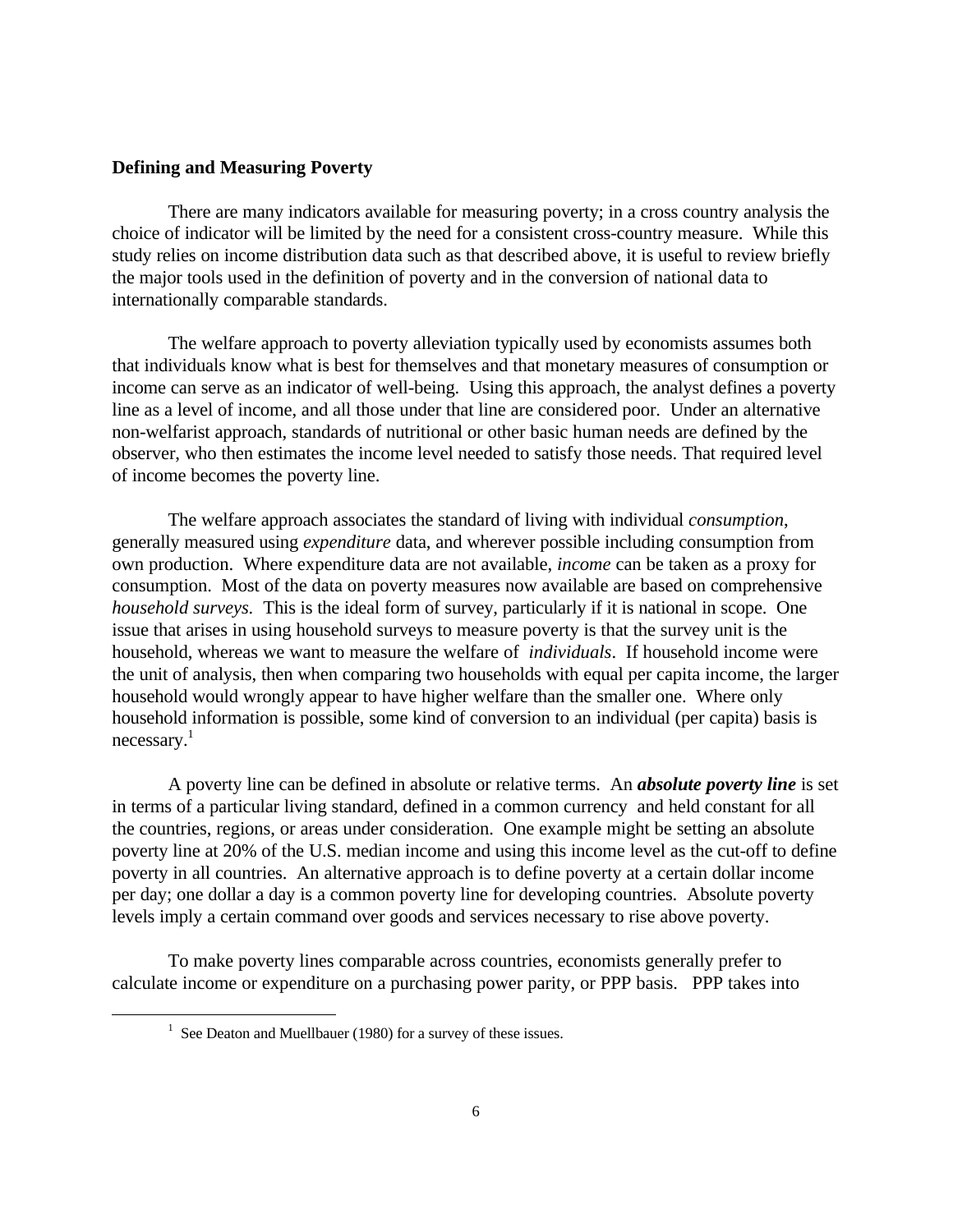**Defining and Measuring Poverty**

There are many indicators available for measuring poverty; in a cross country analysis the choice of indicator will be limited by the need for a consistent cross-country measure. While this study relies on income distribution data such as that described above, it is useful to review briefly the major tools used in the definition of poverty and in the conversion of national data to internationally comparable standards.

The welfare approach to poverty alleviation typically used by economists assumes both that individuals know what is best for themselves and that monetary measures of consumption or income can serve as an indicator of well-being. Using this approach, the analyst defines a poverty line as a level of income, and all those under that line are considered poor. Under an alternative non-welfarist approach, standards of nutritional or other basic human needs are defined by the observer, who then estimates the income level needed to satisfy those needs. That required level of income becomes the poverty line.

The welfare approach associates the standard of living with individual *consumption*, generally measured using *expenditure* data, and wherever possible including consumption from own production. Where expenditure data are not available, *income* can be taken as a proxy for consumption. Most of the data on poverty measures now available are based on comprehensive *household surveys*. This is the ideal form of survey, particularly if it is national in scope. One issue that arises in using household surveys to measure poverty is that the survey unit is the household, whereas we want to measure the welfare of *individuals*. If household income were the unit of analysis, then when comparing two households with equal per capita income, the larger household would wrongly appear to have higher welfare than the smaller one. Where only household information is possible, some kind of conversion to an individual (per capita) basis is necessary.[1]

A poverty line can be defined in absolute or relative terms. An ***absolute poverty line*** is set in terms of a particular living standard, defined in a common currency and held constant for all the countries, regions, or areas under consideration. One example might be setting an absolute poverty line at 20% of the U.S. median income and using this income level as the cut-off to define poverty in all countries. An alternative approach is to define poverty at a certain dollar income per day; one dollar a day is a common poverty line for developing countries. Absolute poverty levels imply a certain command over goods and services necessary to rise above poverty.

To make poverty lines comparable across countries, economists generally prefer to calculate income or expenditure on a purchasing power parity, or PPP basis. PPP takes into

[1] See Deaton and Muellbauer (1980) for a survey of these issues.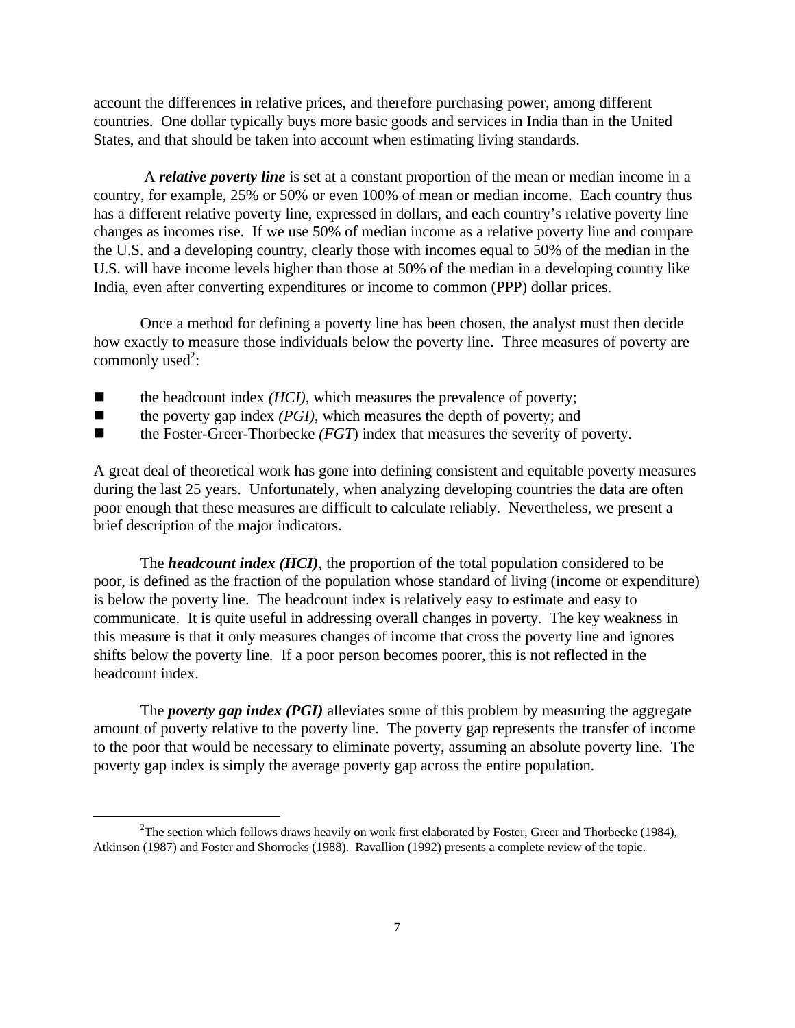account the differences in relative prices, and therefore purchasing power, among different countries. One dollar typically buys more basic goods and services in India than in the United States, and that should be taken into account when estimating living standards.

A ***relative poverty line*** is set at a constant proportion of the mean or median income in a country, for example, 25% or 50% or even 100% of mean or median income. Each country thus has a different relative poverty line, expressed in dollars, and each country's relative poverty line changes as incomes rise. If we use 50% of median income as a relative poverty line and compare the U.S. and a developing country, clearly those with incomes equal to 50% of the median in the U.S. will have income levels higher than those at 50% of the median in a developing country like India, even after converting expenditures or income to common (PPP) dollar prices.

Once a method for defining a poverty line has been chosen, the analyst must then decide how exactly to measure those individuals below the poverty line. Three measures of poverty are commonly used[2]:

- the headcount index *(HCI)*, which measures the prevalence of poverty;
- the poverty gap index *(PGI)*, which measures the depth of poverty; and
- the Foster-Greer-Thorbecke *(FGT)* index that measures the severity of poverty.

A great deal of theoretical work has gone into defining consistent and equitable poverty measures during the last 25 years. Unfortunately, when analyzing developing countries the data are often poor enough that these measures are difficult to calculate reliably. Nevertheless, we present a brief description of the major indicators.

The ***headcount index (HCI)***, the proportion of the total population considered to be poor, is defined as the fraction of the population whose standard of living (income or expenditure) is below the poverty line. The headcount index is relatively easy to estimate and easy to communicate. It is quite useful in addressing overall changes in poverty. The key weakness in this measure is that it only measures changes of income that cross the poverty line and ignores shifts below the poverty line. If a poor person becomes poorer, this is not reflected in the headcount index.

The ***poverty gap index (PGI)*** alleviates some of this problem by measuring the aggregate amount of poverty relative to the poverty line. The poverty gap represents the transfer of income to the poor that would be necessary to eliminate poverty, assuming an absolute poverty line. The poverty gap index is simply the average poverty gap across the entire population.

---

[2] The section which follows draws heavily on work first elaborated by Foster, Greer and Thorbecke (1984), Atkinson (1987) and Foster and Shorrocks (1988). Ravallion (1992) presents a complete review of the topic.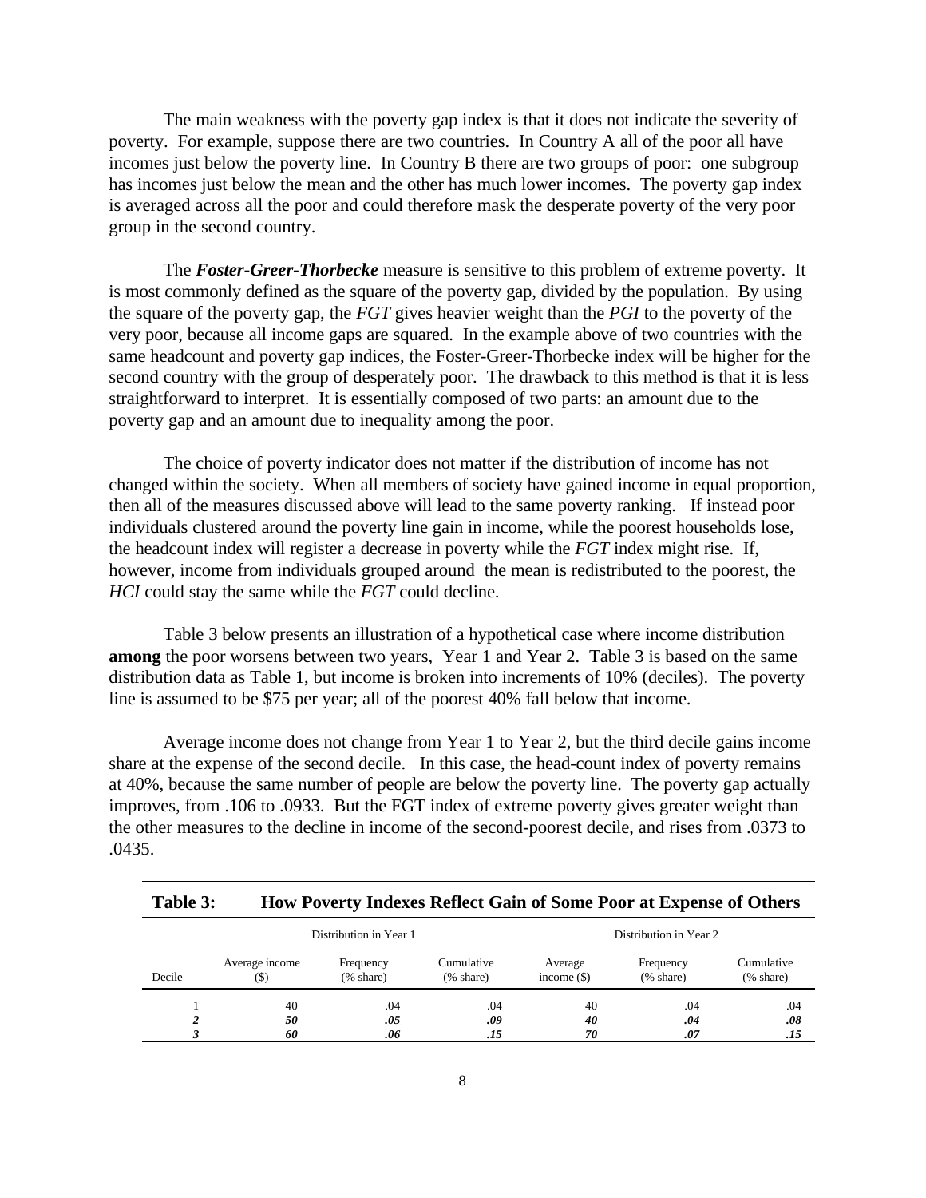The main weakness with the poverty gap index is that it does not indicate the severity of poverty. For example, suppose there are two countries. In Country A all of the poor all have incomes just below the poverty line. In Country B there are two groups of poor: one subgroup has incomes just below the mean and the other has much lower incomes. The poverty gap index is averaged across all the poor and could therefore mask the desperate poverty of the very poor group in the second country.

The ***Foster-Greer-Thorbecke*** measure is sensitive to this problem of extreme poverty. It is most commonly defined as the square of the poverty gap, divided by the population. By using the square of the poverty gap, the *FGT* gives heavier weight than the *PGI* to the poverty of the very poor, because all income gaps are squared. In the example above of two countries with the same headcount and poverty gap indices, the Foster-Greer-Thorbecke index will be higher for the second country with the group of desperately poor. The drawback to this method is that it is less straightforward to interpret. It is essentially composed of two parts: an amount due to the poverty gap and an amount due to inequality among the poor.

The choice of poverty indicator does not matter if the distribution of income has not changed within the society. When all members of society have gained income in equal proportion, then all of the measures discussed above will lead to the same poverty ranking. If instead poor individuals clustered around the poverty line gain in income, while the poorest households lose, the headcount index will register a decrease in poverty while the *FGT* index might rise. If, however, income from individuals grouped around the mean is redistributed to the poorest, the *HCI* could stay the same while the *FGT* could decline.

Table 3 below presents an illustration of a hypothetical case where income distribution **among** the poor worsens between two years, Year 1 and Year 2. Table 3 is based on the same distribution data as Table 1, but income is broken into increments of 10% (deciles). The poverty line is assumed to be $75 per year; all of the poorest 40% fall below that income.

Average income does not change from Year 1 to Year 2, but the third decile gains income share at the expense of the second decile. In this case, the head-count index of poverty remains at 40%, because the same number of people are below the poverty line. The poverty gap actually improves, from .106 to .0933. But the FGT index of extreme poverty gives greater weight than the other measures to the decline in income of the second-poorest decile, and rises from .0373 to .0435.

**Table 3: How Poverty Indexes Reflect Gain of Some Poor at Expense of Others**

| | Distribution in Year 1 | | | Distribution in Year 2 | | |
|---|---|---|---|---|---|---|
| Decile | Average income ($) | Frequency (% share) | Cumulative (% share) | Average income ($) | Frequency (% share) | Cumulative (% share) |
| 1 | 40 | .04 | .04 | 40 | .04 | .04 |
| ***2*** | ***50*** | ***.05*** | ***.09*** | ***40*** | ***.04*** | ***.08*** |
| ***3*** | ***60*** | ***.06*** | ***.15*** | ***70*** | ***.07*** | ***.15*** |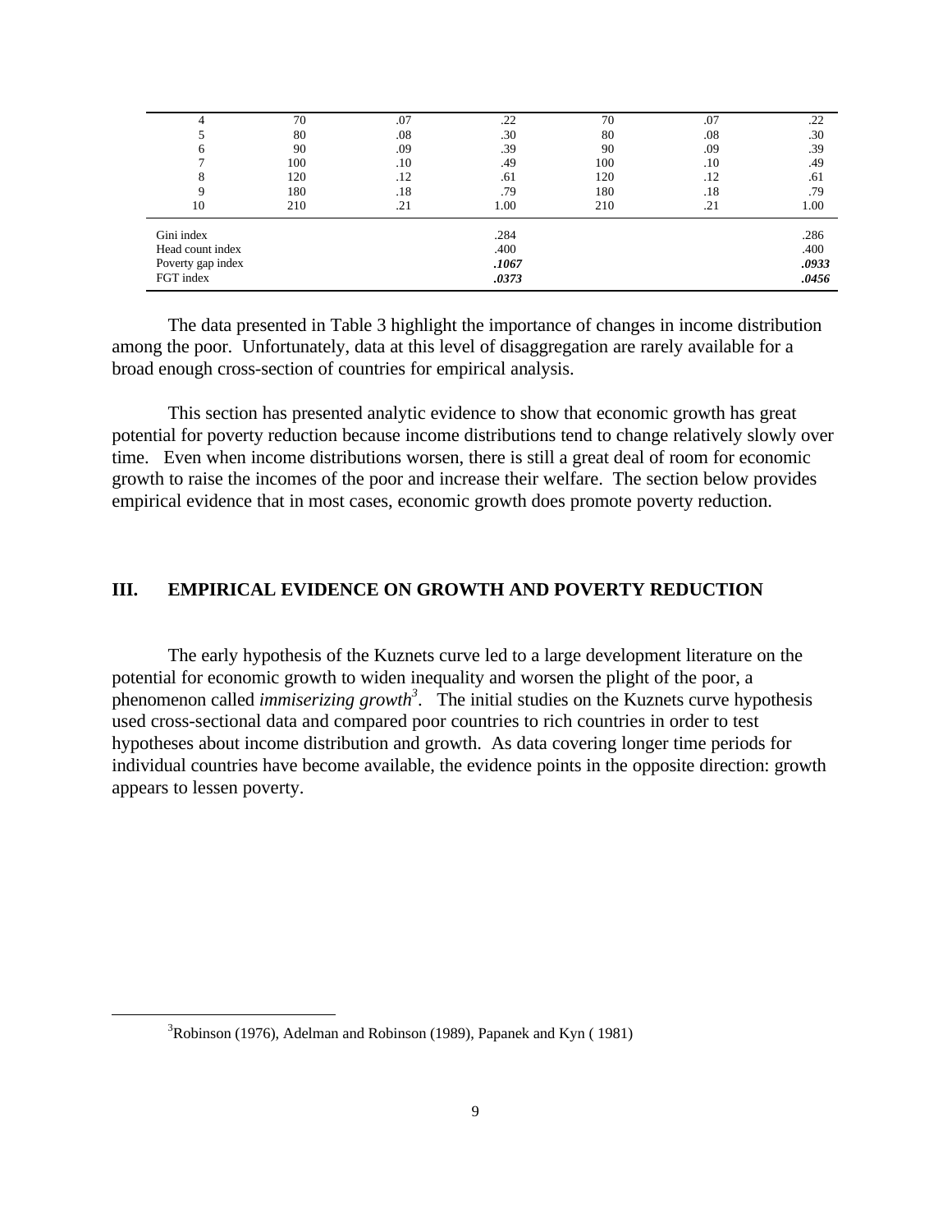| | | | | | | |
|---|---|---|---|---|---|---|
| 4 | 70 | .07 | .22 | 70 | .07 | .22 |
| 5 | 80 | .08 | .30 | 80 | .08 | .30 |
| 6 | 90 | .09 | .39 | 90 | .09 | .39 |
| 7 | 100 | .10 | .49 | 100 | .10 | .49 |
| 8 | 120 | .12 | .61 | 120 | .12 | .61 |
| 9 | 180 | .18 | .79 | 180 | .18 | .79 |
| 10 | 210 | .21 | 1.00 | 210 | .21 | 1.00 |
| Gini index | | | .284 | | | .286 |
| Head count index | | | .400 | | | .400 |
| Poverty gap index | | | ***.1067*** | | | ***.0933*** |
| FGT index | | | ***.0373*** | | | ***.0456*** |

The data presented in Table 3 highlight the importance of changes in income distribution among the poor. Unfortunately, data at this level of disaggregation are rarely available for a broad enough cross-section of countries for empirical analysis.

This section has presented analytic evidence to show that economic growth has great potential for poverty reduction because income distributions tend to change relatively slowly over time. Even when income distributions worsen, there is still a great deal of room for economic growth to raise the incomes of the poor and increase their welfare. The section below provides empirical evidence that in most cases, economic growth does promote poverty reduction.

## III. EMPIRICAL EVIDENCE ON GROWTH AND POVERTY REDUCTION

The early hypothesis of the Kuznets curve led to a large development literature on the potential for economic growth to widen inequality and worsen the plight of the poor, a phenomenon called *immiserizing growth*[3]. The initial studies on the Kuznets curve hypothesis used cross-sectional data and compared poor countries to rich countries in order to test hypotheses about income distribution and growth. As data covering longer time periods for individual countries have become available, the evidence points in the opposite direction: growth appears to lessen poverty.

---

[3] Robinson (1976), Adelman and Robinson (1989), Papanek and Kyn ( 1981)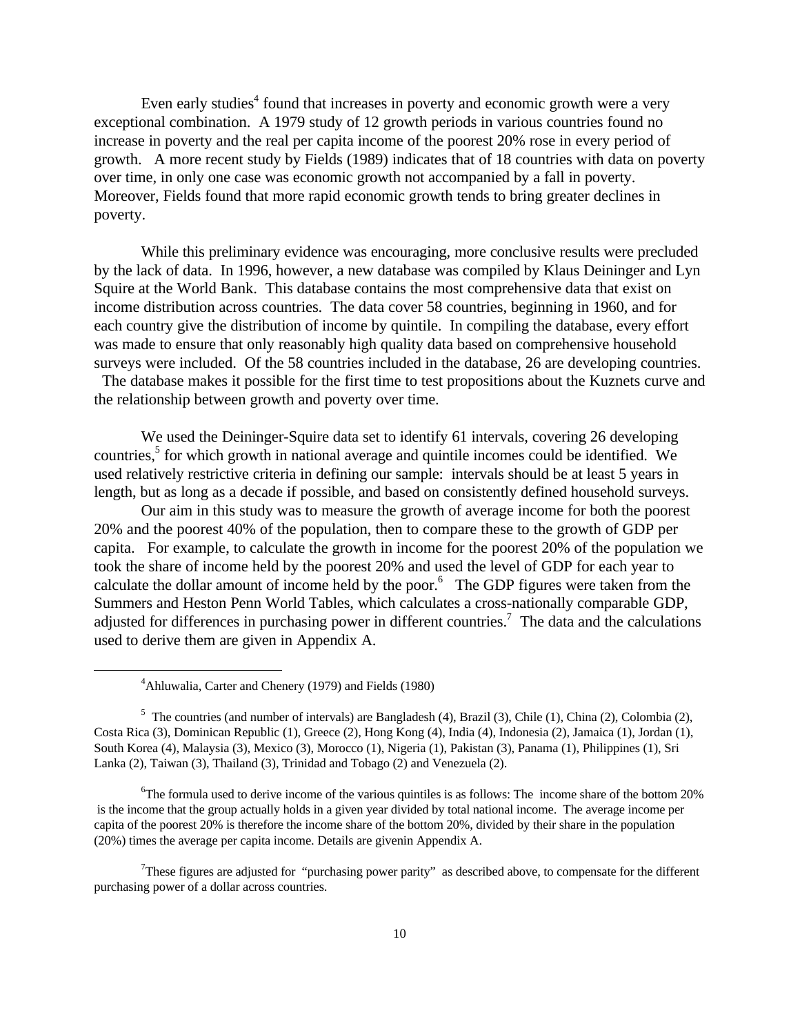Even early studies[4] found that increases in poverty and economic growth were a very exceptional combination. A 1979 study of 12 growth periods in various countries found no increase in poverty and the real per capita income of the poorest 20% rose in every period of growth. A more recent study by Fields (1989) indicates that of 18 countries with data on poverty over time, in only one case was economic growth not accompanied by a fall in poverty. Moreover, Fields found that more rapid economic growth tends to bring greater declines in poverty.

While this preliminary evidence was encouraging, more conclusive results were precluded by the lack of data. In 1996, however, a new database was compiled by Klaus Deininger and Lyn Squire at the World Bank. This database contains the most comprehensive data that exist on income distribution across countries. The data cover 58 countries, beginning in 1960, and for each country give the distribution of income by quintile. In compiling the database, every effort was made to ensure that only reasonably high quality data based on comprehensive household surveys were included. Of the 58 countries included in the database, 26 are developing countries. The database makes it possible for the first time to test propositions about the Kuznets curve and the relationship between growth and poverty over time.

We used the Deininger-Squire data set to identify 61 intervals, covering 26 developing countries,[5] for which growth in national average and quintile incomes could be identified. We used relatively restrictive criteria in defining our sample: intervals should be at least 5 years in length, but as long as a decade if possible, and based on consistently defined household surveys.

Our aim in this study was to measure the growth of average income for both the poorest 20% and the poorest 40% of the population, then to compare these to the growth of GDP per capita. For example, to calculate the growth in income for the poorest 20% of the population we took the share of income held by the poorest 20% and used the level of GDP for each year to calculate the dollar amount of income held by the poor.[6] The GDP figures were taken from the Summers and Heston Penn World Tables, which calculates a cross-nationally comparable GDP, adjusted for differences in purchasing power in different countries.[7] The data and the calculations used to derive them are given in Appendix A.

---

[4] Ahluwalia, Carter and Chenery (1979) and Fields (1980)

[5] The countries (and number of intervals) are Bangladesh (4), Brazil (3), Chile (1), China (2), Colombia (2), Costa Rica (3), Dominican Republic (1), Greece (2), Hong Kong (4), India (4), Indonesia (2), Jamaica (1), Jordan (1), South Korea (4), Malaysia (3), Mexico (3), Morocco (1), Nigeria (1), Pakistan (3), Panama (1), Philippines (1), Sri Lanka (2), Taiwan (3), Thailand (3), Trinidad and Tobago (2) and Venezuela (2).

[6] The formula used to derive income of the various quintiles is as follows: The income share of the bottom 20% is the income that the group actually holds in a given year divided by total national income. The average income per capita of the poorest 20% is therefore the income share of the bottom 20%, divided by their share in the population (20%) times the average per capita income. Details are givenin Appendix A.

[7] These figures are adjusted for "purchasing power parity" as described above, to compensate for the different purchasing power of a dollar across countries.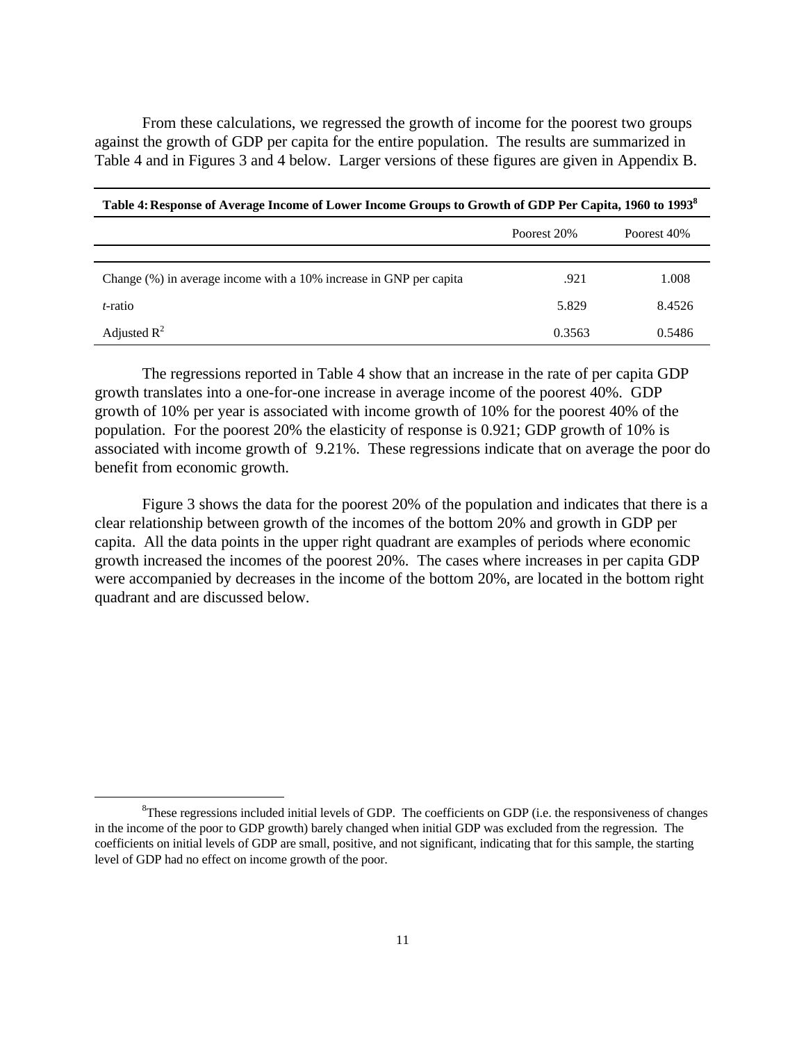From these calculations, we regressed the growth of income for the poorest two groups against the growth of GDP per capita for the entire population. The results are summarized in Table 4 and in Figures 3 and 4 below. Larger versions of these figures are given in Appendix B.

**Table 4: Response of Average Income of Lower Income Groups to Growth of GDP Per Capita, 1960 to 1993[8]**

| | Poorest 20% | Poorest 40% |
|---|---|---|
| Change (%) in average income with a 10% increase in GNP per capita | .921 | 1.008 |
| *t*-ratio | 5.829 | 8.4526 |
| Adjusted $R^2$ | 0.3563 | 0.5486 |

The regressions reported in Table 4 show that an increase in the rate of per capita GDP growth translates into a one-for-one increase in average income of the poorest 40%. GDP growth of 10% per year is associated with income growth of 10% for the poorest 40% of the population. For the poorest 20% the elasticity of response is 0.921; GDP growth of 10% is associated with income growth of 9.21%. These regressions indicate that on average the poor do benefit from economic growth.

Figure 3 shows the data for the poorest 20% of the population and indicates that there is a clear relationship between growth of the incomes of the bottom 20% and growth in GDP per capita. All the data points in the upper right quadrant are examples of periods where economic growth increased the incomes of the poorest 20%. The cases where increases in per capita GDP were accompanied by decreases in the income of the bottom 20%, are located in the bottom right quadrant and are discussed below.

[8] These regressions included initial levels of GDP. The coefficients on GDP (i.e. the responsiveness of changes in the income of the poor to GDP growth) barely changed when initial GDP was excluded from the regression. The coefficients on initial levels of GDP are small, positive, and not significant, indicating that for this sample, the starting level of GDP had no effect on income growth of the poor.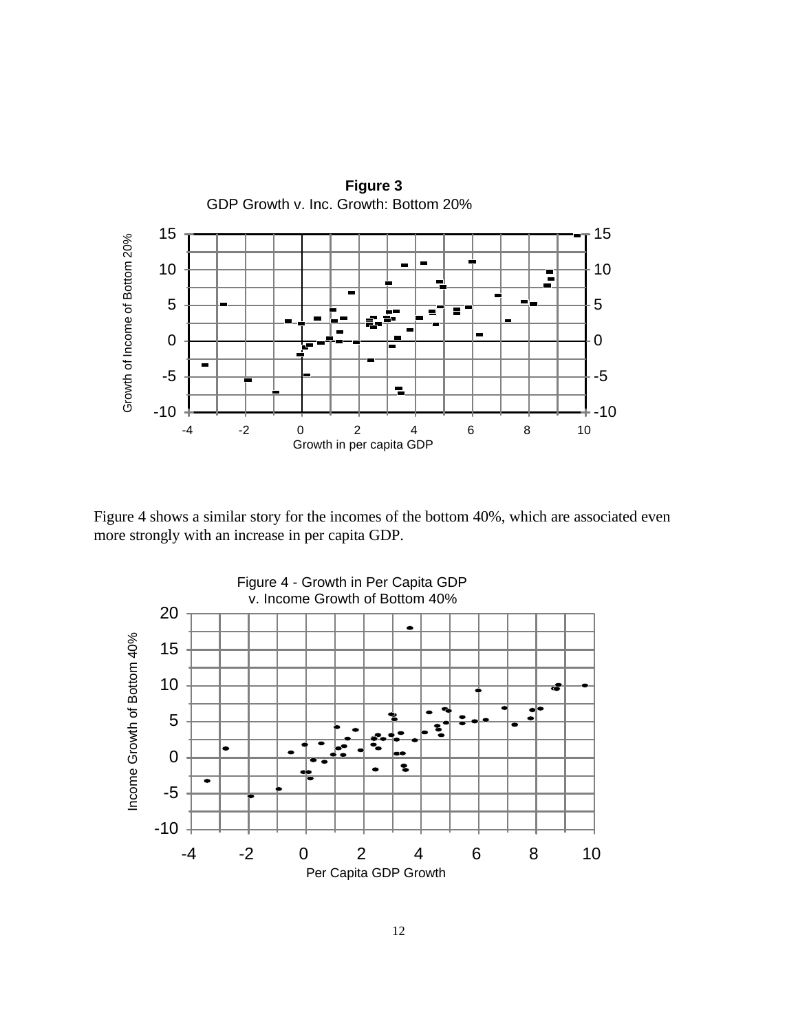**Figure 3**

GDP Growth v. Inc. Growth: Bottom 20%

Figure 4 shows a similar story for the incomes of the bottom 40%, which are associated even more strongly with an increase in per capita GDP.

Figure 4 - Growth in Per Capita GDP v. Income Growth of Bottom 40%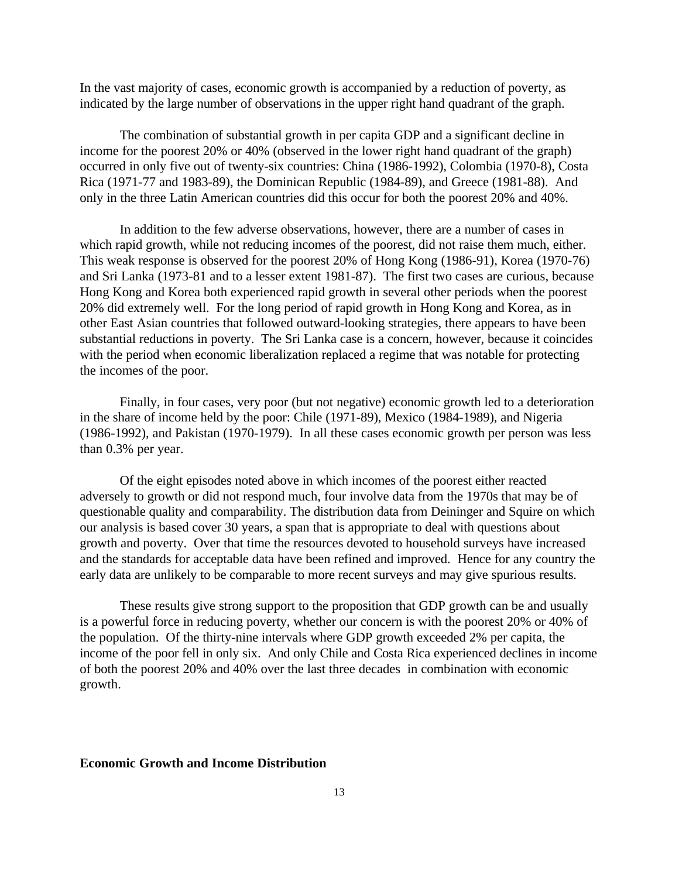In the vast majority of cases, economic growth is accompanied by a reduction of poverty, as indicated by the large number of observations in the upper right hand quadrant of the graph.

The combination of substantial growth in per capita GDP and a significant decline in income for the poorest 20% or 40% (observed in the lower right hand quadrant of the graph) occurred in only five out of twenty-six countries: China (1986-1992), Colombia (1970-8), Costa Rica (1971-77 and 1983-89), the Dominican Republic (1984-89), and Greece (1981-88). And only in the three Latin American countries did this occur for both the poorest 20% and 40%.

In addition to the few adverse observations, however, there are a number of cases in which rapid growth, while not reducing incomes of the poorest, did not raise them much, either. This weak response is observed for the poorest 20% of Hong Kong (1986-91), Korea (1970-76) and Sri Lanka (1973-81 and to a lesser extent 1981-87). The first two cases are curious, because Hong Kong and Korea both experienced rapid growth in several other periods when the poorest 20% did extremely well. For the long period of rapid growth in Hong Kong and Korea, as in other East Asian countries that followed outward-looking strategies, there appears to have been substantial reductions in poverty. The Sri Lanka case is a concern, however, because it coincides with the period when economic liberalization replaced a regime that was notable for protecting the incomes of the poor.

Finally, in four cases, very poor (but not negative) economic growth led to a deterioration in the share of income held by the poor: Chile (1971-89), Mexico (1984-1989), and Nigeria (1986-1992), and Pakistan (1970-1979). In all these cases economic growth per person was less than 0.3% per year.

Of the eight episodes noted above in which incomes of the poorest either reacted adversely to growth or did not respond much, four involve data from the 1970s that may be of questionable quality and comparability. The distribution data from Deininger and Squire on which our analysis is based cover 30 years, a span that is appropriate to deal with questions about growth and poverty. Over that time the resources devoted to household surveys have increased and the standards for acceptable data have been refined and improved. Hence for any country the early data are unlikely to be comparable to more recent surveys and may give spurious results.

These results give strong support to the proposition that GDP growth can be and usually is a powerful force in reducing poverty, whether our concern is with the poorest 20% or 40% of the population. Of the thirty-nine intervals where GDP growth exceeded 2% per capita, the income of the poor fell in only six. And only Chile and Costa Rica experienced declines in income of both the poorest 20% and 40% over the last three decades in combination with economic growth.

**Economic Growth and Income Distribution**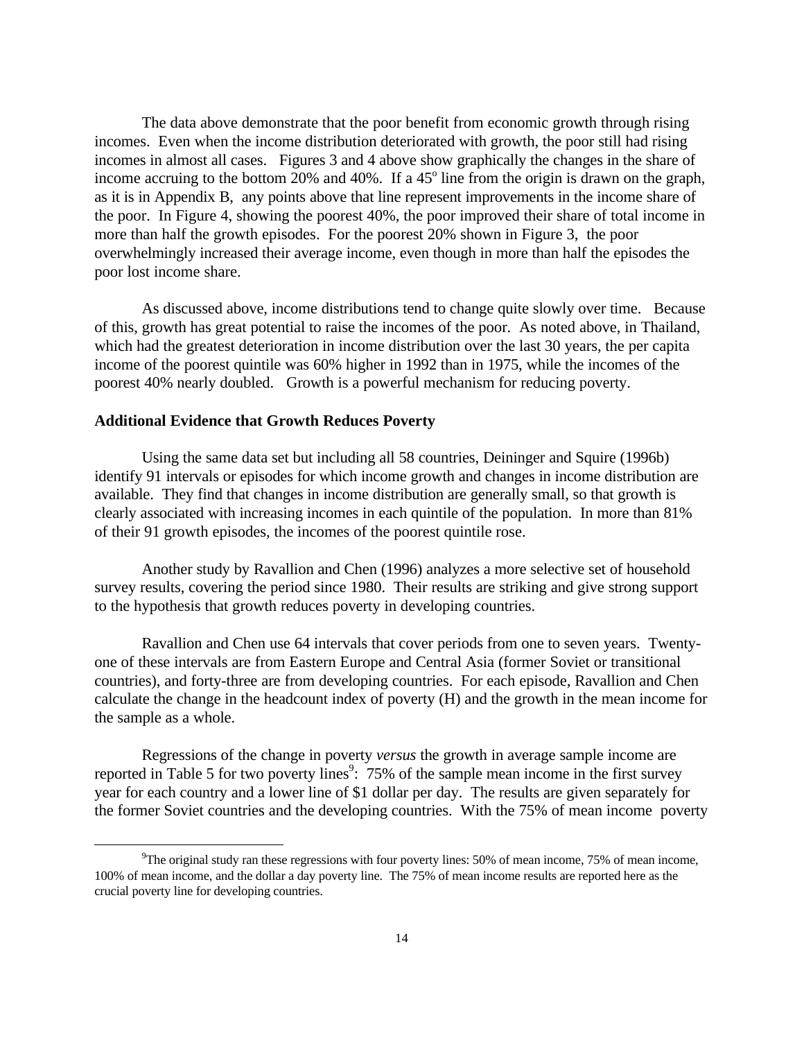The data above demonstrate that the poor benefit from economic growth through rising incomes. Even when the income distribution deteriorated with growth, the poor still had rising incomes in almost all cases. Figures 3 and 4 above show graphically the changes in the share of income accruing to the bottom 20% and 40%. If a 45° line from the origin is drawn on the graph, as it is in Appendix B, any points above that line represent improvements in the income share of the poor. In Figure 4, showing the poorest 40%, the poor improved their share of total income in more than half the growth episodes. For the poorest 20% shown in Figure 3, the poor overwhelmingly increased their average income, even though in more than half the episodes the poor lost income share.

As discussed above, income distributions tend to change quite slowly over time. Because of this, growth has great potential to raise the incomes of the poor. As noted above, in Thailand, which had the greatest deterioration in income distribution over the last 30 years, the per capita income of the poorest quintile was 60% higher in 1992 than in 1975, while the incomes of the poorest 40% nearly doubled. Growth is a powerful mechanism for reducing poverty.

**Additional Evidence that Growth Reduces Poverty**

Using the same data set but including all 58 countries, Deininger and Squire (1996b) identify 91 intervals or episodes for which income growth and changes in income distribution are available. They find that changes in income distribution are generally small, so that growth is clearly associated with increasing incomes in each quintile of the population. In more than 81% of their 91 growth episodes, the incomes of the poorest quintile rose.

Another study by Ravallion and Chen (1996) analyzes a more selective set of household survey results, covering the period since 1980. Their results are striking and give strong support to the hypothesis that growth reduces poverty in developing countries.

Ravallion and Chen use 64 intervals that cover periods from one to seven years. Twenty-one of these intervals are from Eastern Europe and Central Asia (former Soviet or transitional countries), and forty-three are from developing countries. For each episode, Ravallion and Chen calculate the change in the headcount index of poverty (H) and the growth in the mean income for the sample as a whole.

Regressions of the change in poverty *versus* the growth in average sample income are reported in Table 5 for two poverty lines[9]: 75% of the sample mean income in the first survey year for each country and a lower line of $1 dollar per day. The results are given separately for the former Soviet countries and the developing countries. With the 75% of mean income poverty

[9]The original study ran these regressions with four poverty lines: 50% of mean income, 75% of mean income, 100% of mean income, and the dollar a day poverty line. The 75% of mean income results are reported here as the crucial poverty line for developing countries.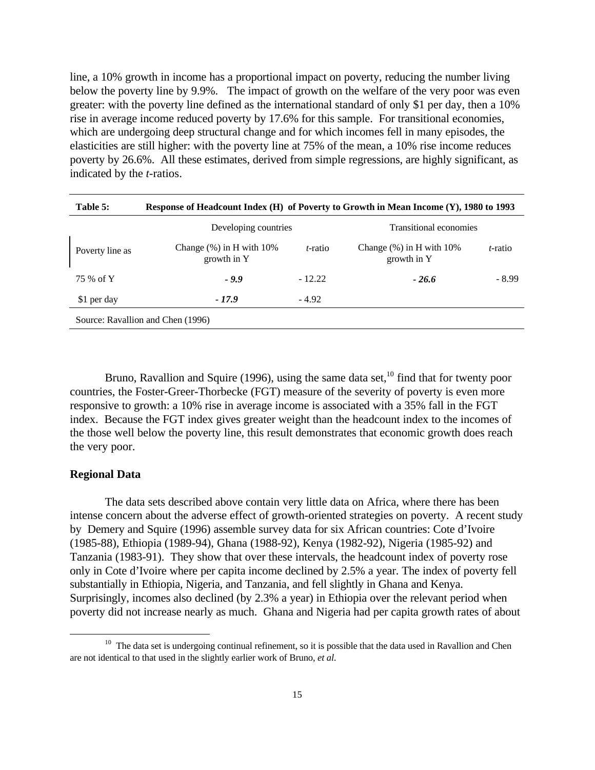line, a 10% growth in income has a proportional impact on poverty, reducing the number living below the poverty line by 9.9%. The impact of growth on the welfare of the very poor was even greater: with the poverty line defined as the international standard of only \$1 per day, then a 10% rise in average income reduced poverty by 17.6% for this sample. For transitional economies, which are undergoing deep structural change and for which incomes fell in many episodes, the elasticities are still higher: with the poverty line at 75% of the mean, a 10% rise income reduces poverty by 26.6%. All these estimates, derived from simple regressions, are highly significant, as indicated by the *t*-ratios.

| **Table 5:** | **Response of Headcount Index (H) of Poverty to Growth in Mean Income (Y), 1980 to 1993** | | | |
|---|---|---|---|---|
| | Developing countries | | Transitional economies | |
| Poverty line as | Change (%) in H with 10% growth in Y | *t*-ratio | Change (%) in H with 10% growth in Y | *t*-ratio |
| 75 % of Y | ***- 9.9*** | - 12.22 | ***- 26.6*** | - 8.99 |
| \$1 per day | ***- 17.9*** | - 4.92 | | |
| Source: Ravallion and Chen (1996) | | | | |

Bruno, Ravallion and Squire (1996), using the same data set,[10] find that for twenty poor countries, the Foster-Greer-Thorbecke (FGT) measure of the severity of poverty is even more responsive to growth: a 10% rise in average income is associated with a 35% fall in the FGT index. Because the FGT index gives greater weight than the headcount index to the incomes of the those well below the poverty line, this result demonstrates that economic growth does reach the very poor.

**Regional Data**

The data sets described above contain very little data on Africa, where there has been intense concern about the adverse effect of growth-oriented strategies on poverty. A recent study by Demery and Squire (1996) assemble survey data for six African countries: Cote d'Ivoire (1985-88), Ethiopia (1989-94), Ghana (1988-92), Kenya (1982-92), Nigeria (1985-92) and Tanzania (1983-91). They show that over these intervals, the headcount index of poverty rose only in Cote d'Ivoire where per capita income declined by 2.5% a year. The index of poverty fell substantially in Ethiopia, Nigeria, and Tanzania, and fell slightly in Ghana and Kenya. Surprisingly, incomes also declined (by 2.3% a year) in Ethiopia over the relevant period when poverty did not increase nearly as much. Ghana and Nigeria had per capita growth rates of about

[10] The data set is undergoing continual refinement, so it is possible that the data used in Ravallion and Chen are not identical to that used in the slightly earlier work of Bruno, *et al.*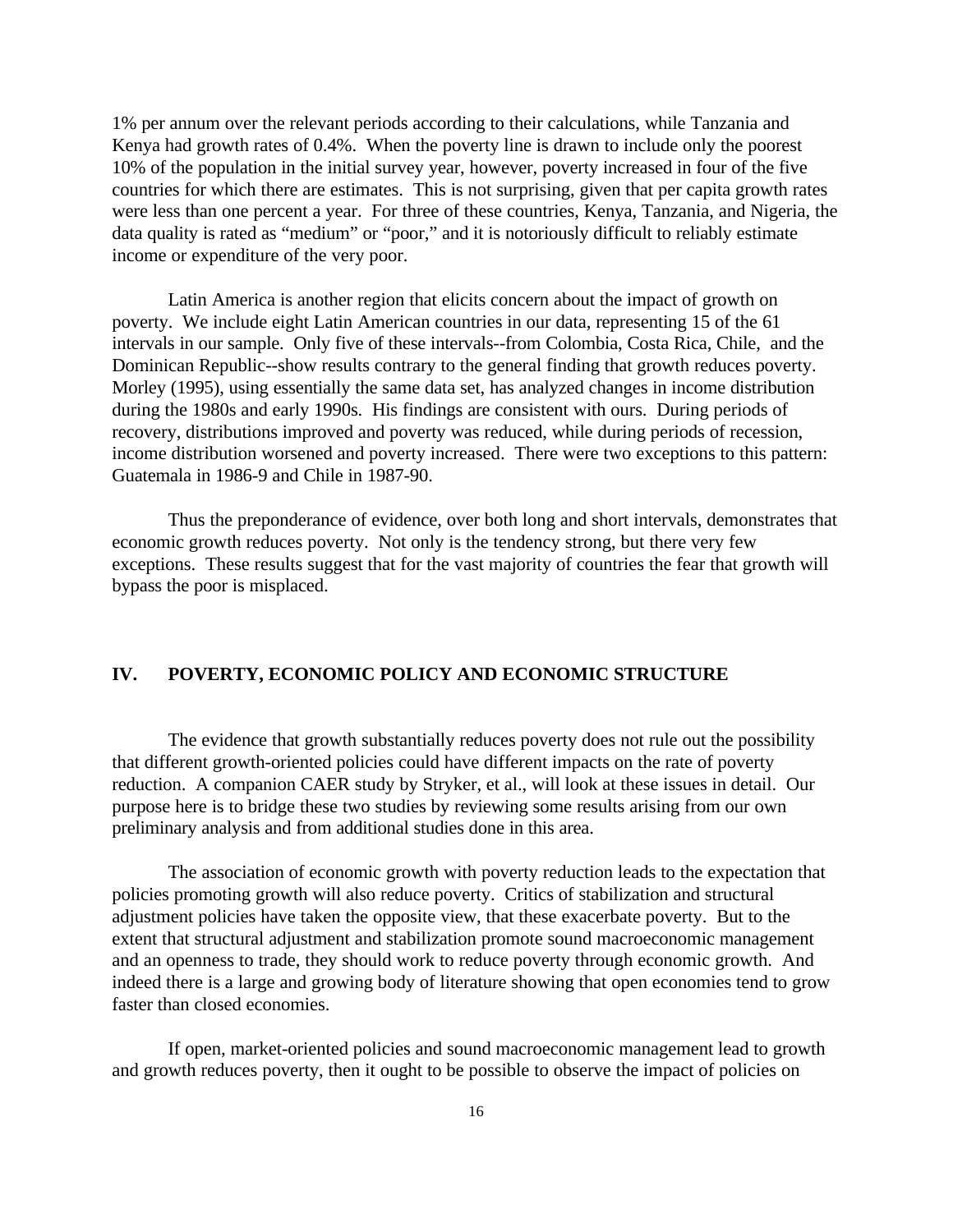1% per annum over the relevant periods according to their calculations, while Tanzania and Kenya had growth rates of 0.4%. When the poverty line is drawn to include only the poorest 10% of the population in the initial survey year, however, poverty increased in four of the five countries for which there are estimates. This is not surprising, given that per capita growth rates were less than one percent a year. For three of these countries, Kenya, Tanzania, and Nigeria, the data quality is rated as "medium" or "poor," and it is notoriously difficult to reliably estimate income or expenditure of the very poor.

Latin America is another region that elicits concern about the impact of growth on poverty. We include eight Latin American countries in our data, representing 15 of the 61 intervals in our sample. Only five of these intervals--from Colombia, Costa Rica, Chile, and the Dominican Republic--show results contrary to the general finding that growth reduces poverty. Morley (1995), using essentially the same data set, has analyzed changes in income distribution during the 1980s and early 1990s. His findings are consistent with ours. During periods of recovery, distributions improved and poverty was reduced, while during periods of recession, income distribution worsened and poverty increased. There were two exceptions to this pattern: Guatemala in 1986-9 and Chile in 1987-90.

Thus the preponderance of evidence, over both long and short intervals, demonstrates that economic growth reduces poverty. Not only is the tendency strong, but there very few exceptions. These results suggest that for the vast majority of countries the fear that growth will bypass the poor is misplaced.

## IV. POVERTY, ECONOMIC POLICY AND ECONOMIC STRUCTURE

The evidence that growth substantially reduces poverty does not rule out the possibility that different growth-oriented policies could have different impacts on the rate of poverty reduction. A companion CAER study by Stryker, et al., will look at these issues in detail. Our purpose here is to bridge these two studies by reviewing some results arising from our own preliminary analysis and from additional studies done in this area.

The association of economic growth with poverty reduction leads to the expectation that policies promoting growth will also reduce poverty. Critics of stabilization and structural adjustment policies have taken the opposite view, that these exacerbate poverty. But to the extent that structural adjustment and stabilization promote sound macroeconomic management and an openness to trade, they should work to reduce poverty through economic growth. And indeed there is a large and growing body of literature showing that open economies tend to grow faster than closed economies.

If open, market-oriented policies and sound macroeconomic management lead to growth and growth reduces poverty, then it ought to be possible to observe the impact of policies on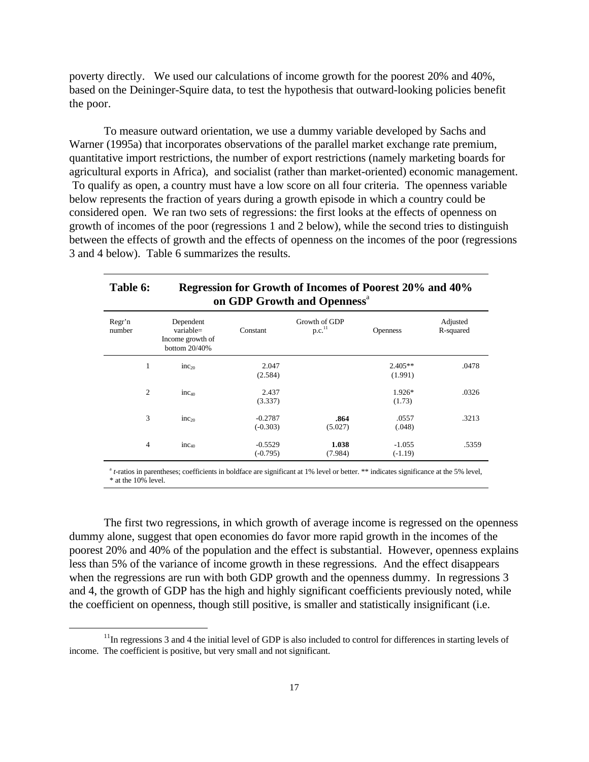poverty directly. We used our calculations of income growth for the poorest 20% and 40%, based on the Deininger-Squire data, to test the hypothesis that outward-looking policies benefit the poor.

To measure outward orientation, we use a dummy variable developed by Sachs and Warner (1995a) that incorporates observations of the parallel market exchange rate premium, quantitative import restrictions, the number of export restrictions (namely marketing boards for agricultural exports in Africa), and socialist (rather than market-oriented) economic management. To qualify as open, a country must have a low score on all four criteria. The openness variable below represents the fraction of years during a growth episode in which a country could be considered open. We ran two sets of regressions: the first looks at the effects of openness on growth of incomes of the poor (regressions 1 and 2 below), while the second tries to distinguish between the effects of growth and the effects of openness on the incomes of the poor (regressions 3 and 4 below). Table 6 summarizes the results.

**Table 6: Regression for Growth of Incomes of Poorest 20% and 40% on GDP Growth and Openness**[a]

| Regr'n number | Dependent variable= Income growth of bottom 20/40% | Constant | Growth of GDP p.c.[11] | Openness | Adjusted R-squared |
|---|---|---|---|---|---|
| 1 | $inc_{20}$ | 2.047 (2.584) | | 2.405** (1.991) | .0478 |
| 2 | $inc_{40}$ | 2.437 (3.337) | | 1.926* (1.73) | .0326 |
| 3 | $inc_{20}$ | -0.2787 (-0.303) | **.864** (5.027) | .0557 (.048) | .3213 |
| 4 | $inc_{40}$ | -0.5529 (-0.795) | **1.038** (7.984) | -1.055 (-1.19) | .5359 |

[a] *t*-ratios in parentheses; coefficients in boldface are significant at 1% level or better. ** indicates significance at the 5% level, * at the 10% level.

The first two regressions, in which growth of average income is regressed on the openness dummy alone, suggest that open economies do favor more rapid growth in the incomes of the poorest 20% and 40% of the population and the effect is substantial. However, openness explains less than 5% of the variance of income growth in these regressions. And the effect disappears when the regressions are run with both GDP growth and the openness dummy. In regressions 3 and 4, the growth of GDP has the high and highly significant coefficients previously noted, while the coefficient on openness, though still positive, is smaller and statistically insignificant (i.e.

[11] In regressions 3 and 4 the initial level of GDP is also included to control for differences in starting levels of income. The coefficient is positive, but very small and not significant.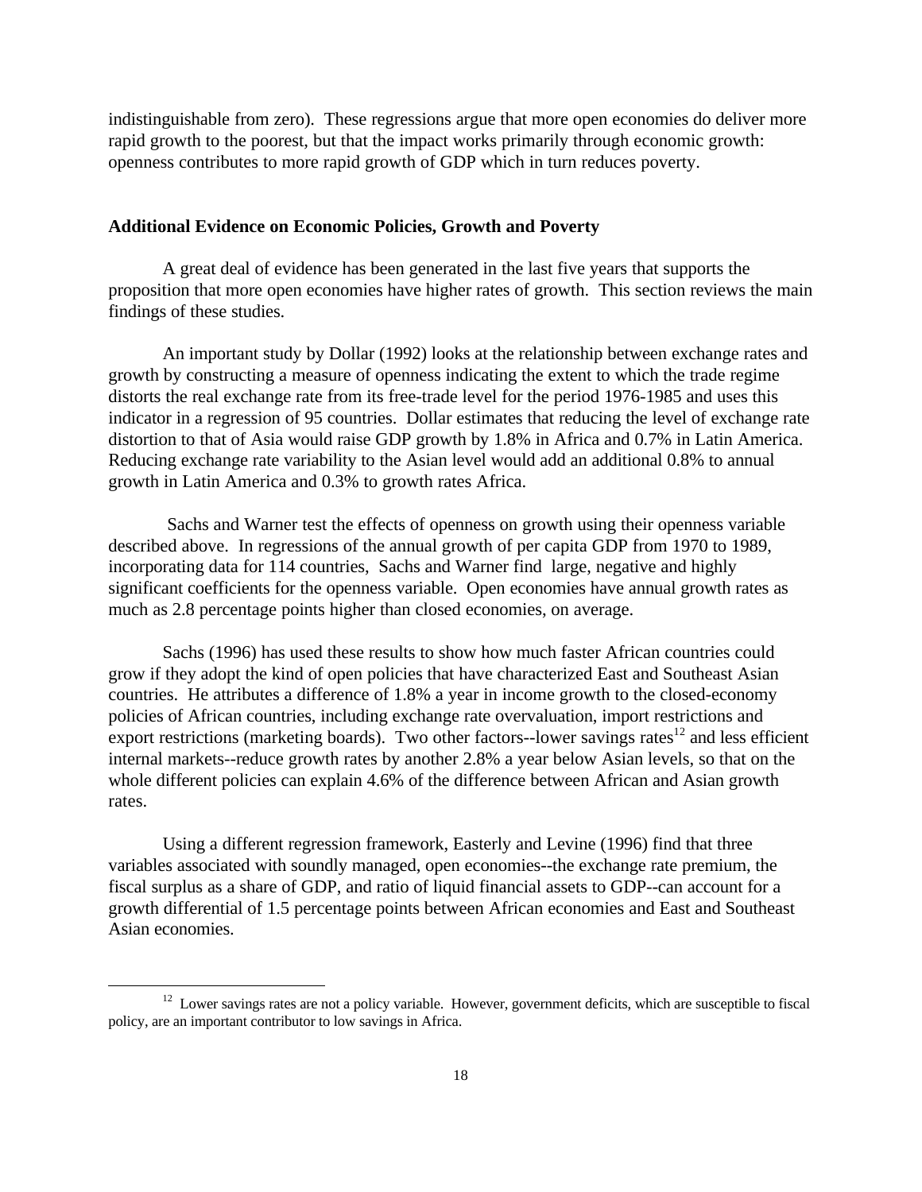indistinguishable from zero). These regressions argue that more open economies do deliver more rapid growth to the poorest, but that the impact works primarily through economic growth: openness contributes to more rapid growth of GDP which in turn reduces poverty.

**Additional Evidence on Economic Policies, Growth and Poverty**

A great deal of evidence has been generated in the last five years that supports the proposition that more open economies have higher rates of growth. This section reviews the main findings of these studies.

An important study by Dollar (1992) looks at the relationship between exchange rates and growth by constructing a measure of openness indicating the extent to which the trade regime distorts the real exchange rate from its free-trade level for the period 1976-1985 and uses this indicator in a regression of 95 countries. Dollar estimates that reducing the level of exchange rate distortion to that of Asia would raise GDP growth by 1.8% in Africa and 0.7% in Latin America. Reducing exchange rate variability to the Asian level would add an additional 0.8% to annual growth in Latin America and 0.3% to growth rates Africa.

Sachs and Warner test the effects of openness on growth using their openness variable described above. In regressions of the annual growth of per capita GDP from 1970 to 1989, incorporating data for 114 countries, Sachs and Warner find large, negative and highly significant coefficients for the openness variable. Open economies have annual growth rates as much as 2.8 percentage points higher than closed economies, on average.

Sachs (1996) has used these results to show how much faster African countries could grow if they adopt the kind of open policies that have characterized East and Southeast Asian countries. He attributes a difference of 1.8% a year in income growth to the closed-economy policies of African countries, including exchange rate overvaluation, import restrictions and export restrictions (marketing boards). Two other factors--lower savings rates[12] and less efficient internal markets--reduce growth rates by another 2.8% a year below Asian levels, so that on the whole different policies can explain 4.6% of the difference between African and Asian growth rates.

Using a different regression framework, Easterly and Levine (1996) find that three variables associated with soundly managed, open economies--the exchange rate premium, the fiscal surplus as a share of GDP, and ratio of liquid financial assets to GDP--can account for a growth differential of 1.5 percentage points between African economies and East and Southeast Asian economies.

[12] Lower savings rates are not a policy variable. However, government deficits, which are susceptible to fiscal policy, are an important contributor to low savings in Africa.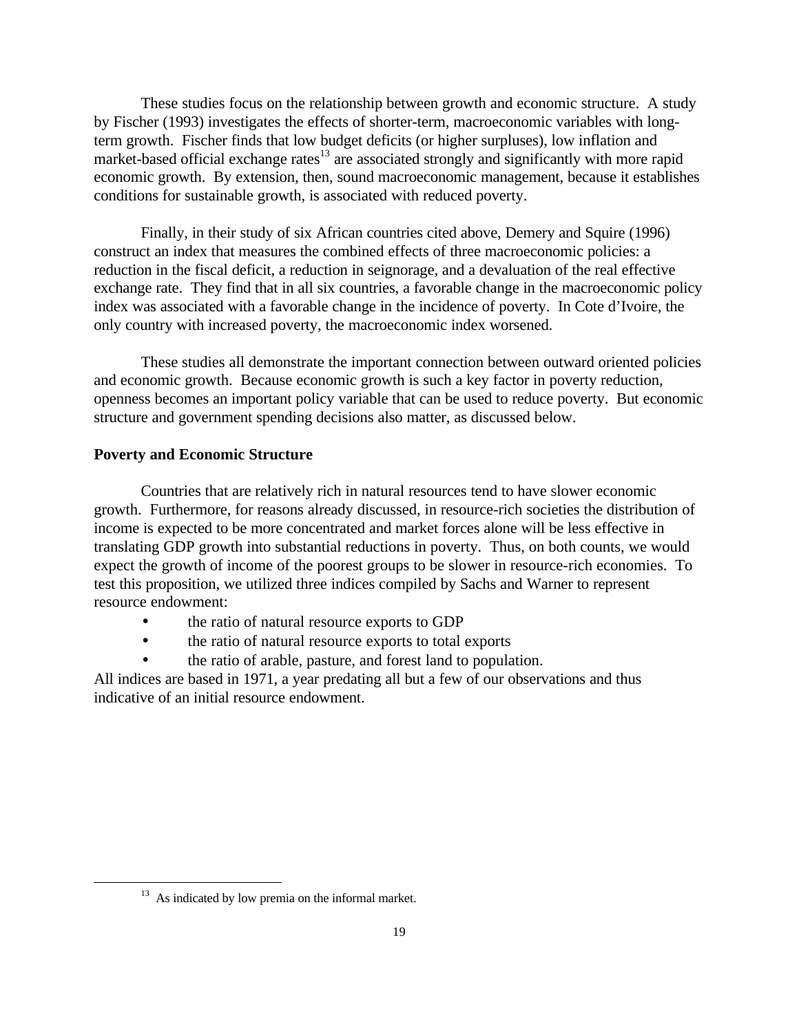These studies focus on the relationship between growth and economic structure. A study by Fischer (1993) investigates the effects of shorter-term, macroeconomic variables with long-term growth. Fischer finds that low budget deficits (or higher surpluses), low inflation and market-based official exchange rates[13] are associated strongly and significantly with more rapid economic growth. By extension, then, sound macroeconomic management, because it establishes conditions for sustainable growth, is associated with reduced poverty.

Finally, in their study of six African countries cited above, Demery and Squire (1996) construct an index that measures the combined effects of three macroeconomic policies: a reduction in the fiscal deficit, a reduction in seignorage, and a devaluation of the real effective exchange rate. They find that in all six countries, a favorable change in the macroeconomic policy index was associated with a favorable change in the incidence of poverty. In Cote d'Ivoire, the only country with increased poverty, the macroeconomic index worsened.

These studies all demonstrate the important connection between outward oriented policies and economic growth. Because economic growth is such a key factor in poverty reduction, openness becomes an important policy variable that can be used to reduce poverty. But economic structure and government spending decisions also matter, as discussed below.

**Poverty and Economic Structure**

Countries that are relatively rich in natural resources tend to have slower economic growth. Furthermore, for reasons already discussed, in resource-rich societies the distribution of income is expected to be more concentrated and market forces alone will be less effective in translating GDP growth into substantial reductions in poverty. Thus, on both counts, we would expect the growth of income of the poorest groups to be slower in resource-rich economies. To test this proposition, we utilized three indices compiled by Sachs and Warner to represent resource endowment:

- the ratio of natural resource exports to GDP
- the ratio of natural resource exports to total exports
- the ratio of arable, pasture, and forest land to population.

All indices are based in 1971, a year predating all but a few of our observations and thus indicative of an initial resource endowment.

[13] As indicated by low premia on the informal market.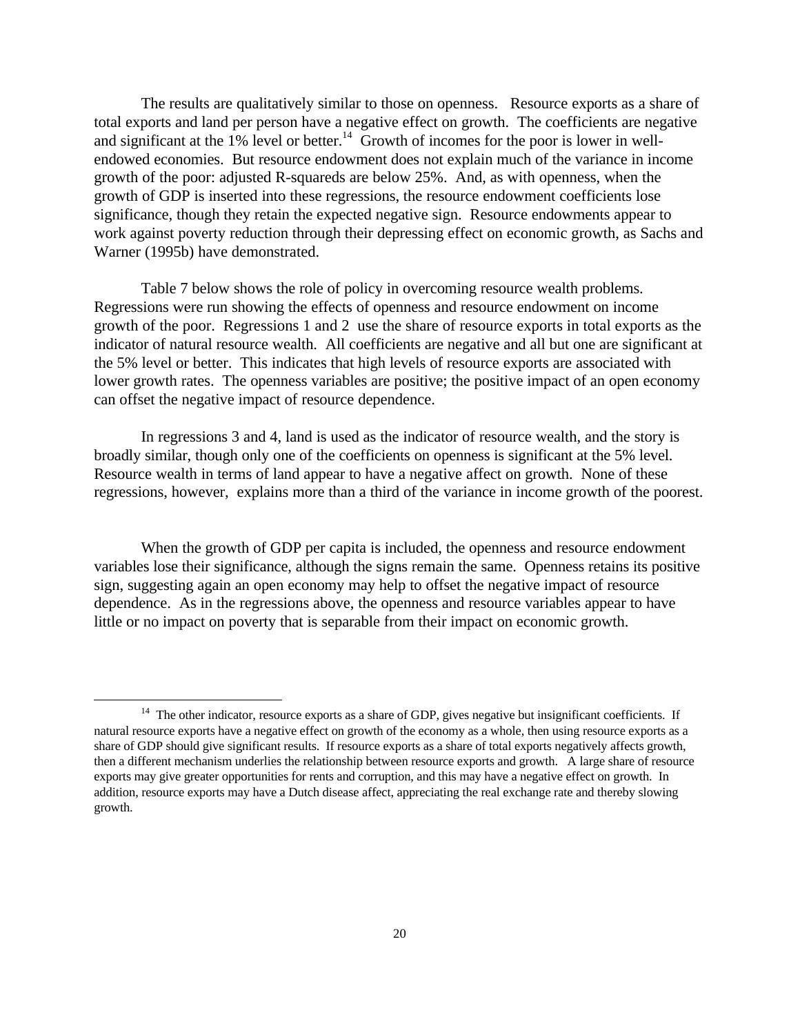The results are qualitatively similar to those on openness. Resource exports as a share of total exports and land per person have a negative effect on growth. The coefficients are negative and significant at the 1% level or better.[14] Growth of incomes for the poor is lower in well-endowed economies. But resource endowment does not explain much of the variance in income growth of the poor: adjusted R-squareds are below 25%. And, as with openness, when the growth of GDP is inserted into these regressions, the resource endowment coefficients lose significance, though they retain the expected negative sign. Resource endowments appear to work against poverty reduction through their depressing effect on economic growth, as Sachs and Warner (1995b) have demonstrated.

Table 7 below shows the role of policy in overcoming resource wealth problems. Regressions were run showing the effects of openness and resource endowment on income growth of the poor. Regressions 1 and 2 use the share of resource exports in total exports as the indicator of natural resource wealth. All coefficients are negative and all but one are significant at the 5% level or better. This indicates that high levels of resource exports are associated with lower growth rates. The openness variables are positive; the positive impact of an open economy can offset the negative impact of resource dependence.

In regressions 3 and 4, land is used as the indicator of resource wealth, and the story is broadly similar, though only one of the coefficients on openness is significant at the 5% level. Resource wealth in terms of land appear to have a negative affect on growth. None of these regressions, however, explains more than a third of the variance in income growth of the poorest.

When the growth of GDP per capita is included, the openness and resource endowment variables lose their significance, although the signs remain the same. Openness retains its positive sign, suggesting again an open economy may help to offset the negative impact of resource dependence. As in the regressions above, the openness and resource variables appear to have little or no impact on poverty that is separable from their impact on economic growth.

---

[14] The other indicator, resource exports as a share of GDP, gives negative but insignificant coefficients. If natural resource exports have a negative effect on growth of the economy as a whole, then using resource exports as a share of GDP should give significant results. If resource exports as a share of total exports negatively affects growth, then a different mechanism underlies the relationship between resource exports and growth. A large share of resource exports may give greater opportunities for rents and corruption, and this may have a negative effect on growth. In addition, resource exports may have a Dutch disease affect, appreciating the real exchange rate and thereby slowing growth.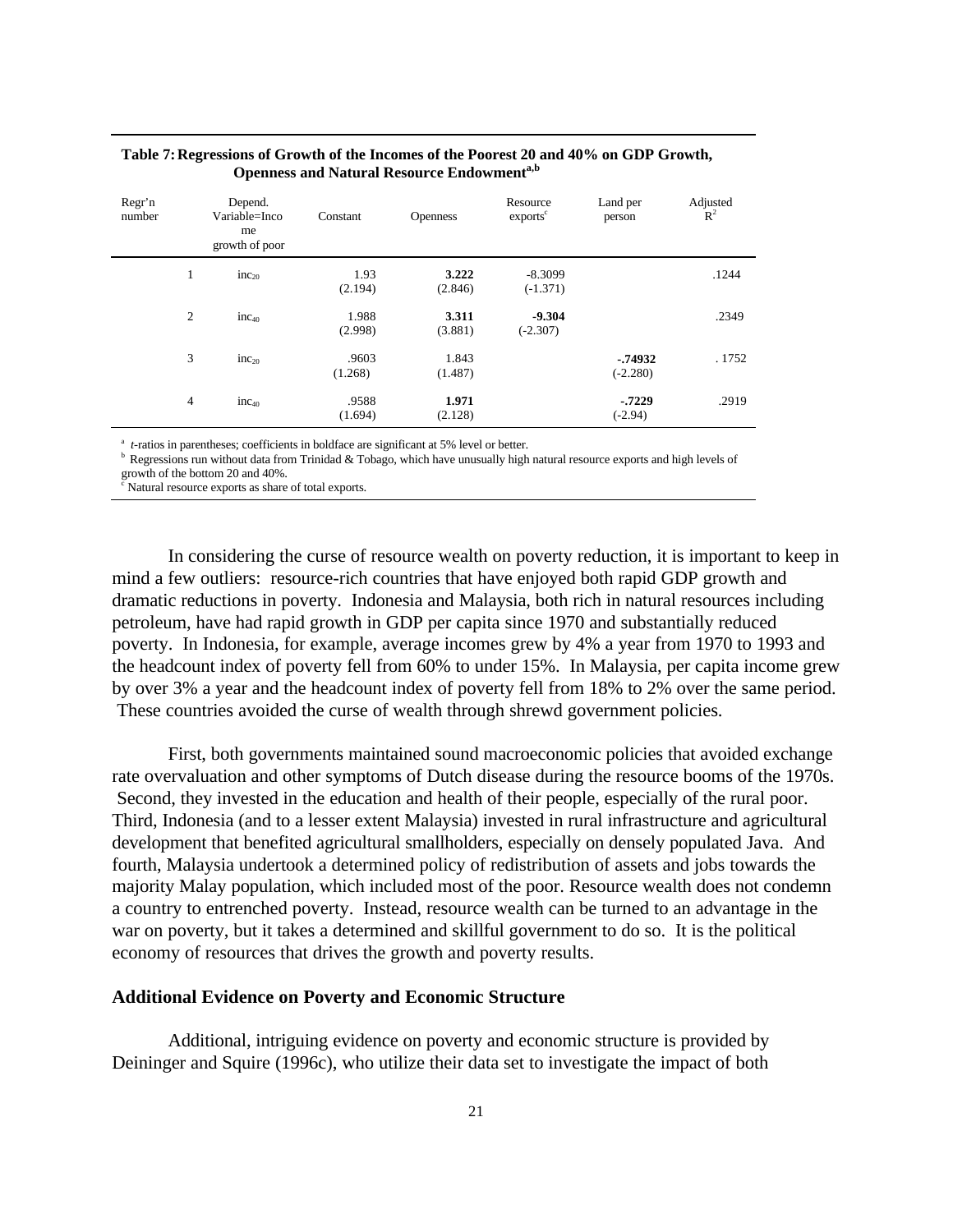**Table 7: Regressions of Growth of the Incomes of the Poorest 20 and 40% on GDP Growth, Openness and Natural Resource Endowment[a,b]**

| Regr'n number | Depend. Variable=Income growth of poor | Constant | Openness | Resource exports[c] | Land per person | Adjusted $R^2$ |
|---|---|---|---|---|---|---|
| 1 | $inc_{20}$ | 1.93 (2.194) | **3.222** (2.846) | -8.3099 (-1.371) | | .1244 |
| 2 | $inc_{40}$ | 1.988 (2.998) | **3.311** (3.881) | **-9.304** (-2.307) | | .2349 |
| 3 | $inc_{20}$ | .9603 (1.268) | 1.843 (1.487) | | **-.74932** (-2.280) | .1752 |
| 4 | $inc_{40}$ | .9588 (1.694) | **1.971** (2.128) | | **-.7229** (-2.94) | .2919 |

[a] *t*-ratios in parentheses; coefficients in boldface are significant at 5% level or better.
[b] Regressions run without data from Trinidad & Tobago, which have unusually high natural resource exports and high levels of growth of the bottom 20 and 40%.
[c] Natural resource exports as share of total exports.

In considering the curse of resource wealth on poverty reduction, it is important to keep in mind a few outliers: resource-rich countries that have enjoyed both rapid GDP growth and dramatic reductions in poverty. Indonesia and Malaysia, both rich in natural resources including petroleum, have had rapid growth in GDP per capita since 1970 and substantially reduced poverty. In Indonesia, for example, average incomes grew by 4% a year from 1970 to 1993 and the headcount index of poverty fell from 60% to under 15%. In Malaysia, per capita income grew by over 3% a year and the headcount index of poverty fell from 18% to 2% over the same period. These countries avoided the curse of wealth through shrewd government policies.

First, both governments maintained sound macroeconomic policies that avoided exchange rate overvaluation and other symptoms of Dutch disease during the resource booms of the 1970s. Second, they invested in the education and health of their people, especially of the rural poor. Third, Indonesia (and to a lesser extent Malaysia) invested in rural infrastructure and agricultural development that benefited agricultural smallholders, especially on densely populated Java. And fourth, Malaysia undertook a determined policy of redistribution of assets and jobs towards the majority Malay population, which included most of the poor. Resource wealth does not condemn a country to entrenched poverty. Instead, resource wealth can be turned to an advantage in the war on poverty, but it takes a determined and skillful government to do so. It is the political economy of resources that drives the growth and poverty results.

**Additional Evidence on Poverty and Economic Structure**

Additional, intriguing evidence on poverty and economic structure is provided by Deininger and Squire (1996c), who utilize their data set to investigate the impact of both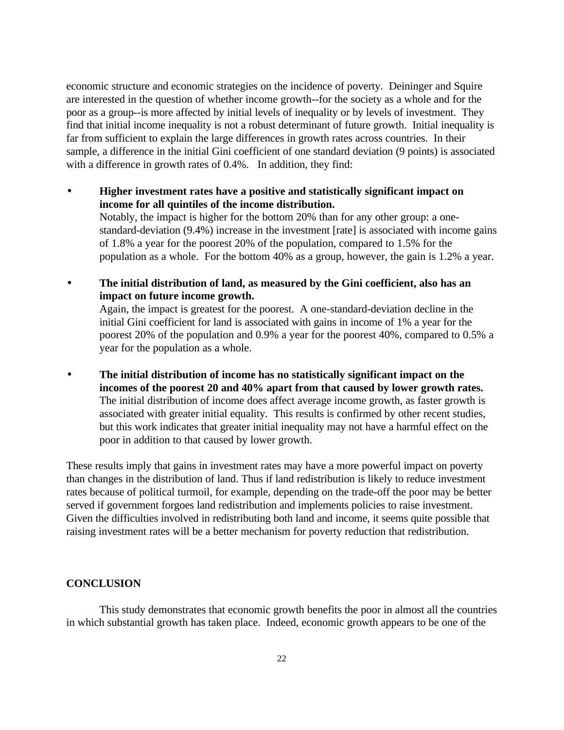economic structure and economic strategies on the incidence of poverty. Deininger and Squire are interested in the question of whether income growth--for the society as a whole and for the poor as a group--is more affected by initial levels of inequality or by levels of investment. They find that initial income inequality is not a robust determinant of future growth. Initial inequality is far from sufficient to explain the large differences in growth rates across countries. In their sample, a difference in the initial Gini coefficient of one standard deviation (9 points) is associated with a difference in growth rates of 0.4%. In addition, they find:

- **Higher investment rates have a positive and statistically significant impact on income for all quintiles of the income distribution.**
  Notably, the impact is higher for the bottom 20% than for any other group: a one-standard-deviation (9.4%) increase in the investment [rate] is associated with income gains of 1.8% a year for the poorest 20% of the population, compared to 1.5% for the population as a whole. For the bottom 40% as a group, however, the gain is 1.2% a year.

- **The initial distribution of land, as measured by the Gini coefficient, also has an impact on future income growth.**
  Again, the impact is greatest for the poorest. A one-standard-deviation decline in the initial Gini coefficient for land is associated with gains in income of 1% a year for the poorest 20% of the population and 0.9% a year for the poorest 40%, compared to 0.5% a year for the population as a whole.

- **The initial distribution of income has no statistically significant impact on the incomes of the poorest 20 and 40% apart from that caused by lower growth rates.**
  The initial distribution of income does affect average income growth, as faster growth is associated with greater initial equality. This results is confirmed by other recent studies, but this work indicates that greater initial inequality may not have a harmful effect on the poor in addition to that caused by lower growth.

These results imply that gains in investment rates may have a more powerful impact on poverty than changes in the distribution of land. Thus if land redistribution is likely to reduce investment rates because of political turmoil, for example, depending on the trade-off the poor may be better served if government forgoes land redistribution and implements policies to raise investment. Given the difficulties involved in redistributing both land and income, it seems quite possible that raising investment rates will be a better mechanism for poverty reduction that redistribution.

## CONCLUSION

This study demonstrates that economic growth benefits the poor in almost all the countries in which substantial growth has taken place. Indeed, economic growth appears to be one of the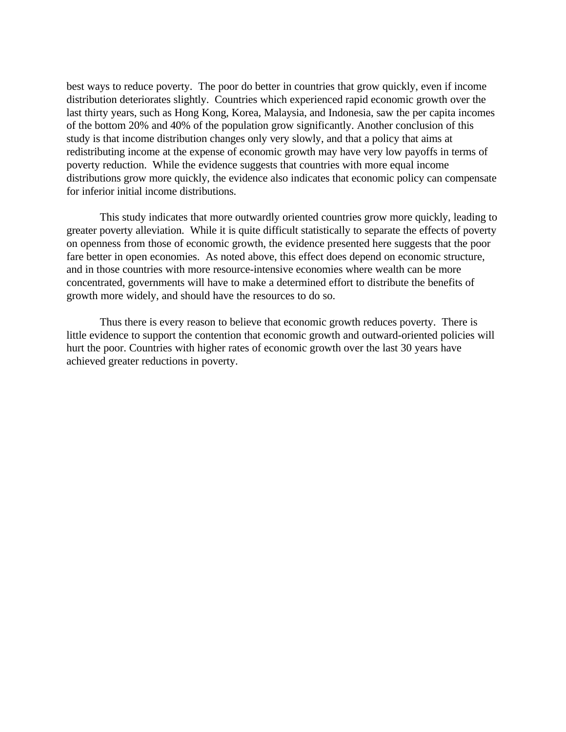best ways to reduce poverty. The poor do better in countries that grow quickly, even if income distribution deteriorates slightly. Countries which experienced rapid economic growth over the last thirty years, such as Hong Kong, Korea, Malaysia, and Indonesia, saw the per capita incomes of the bottom 20% and 40% of the population grow significantly. Another conclusion of this study is that income distribution changes only very slowly, and that a policy that aims at redistributing income at the expense of economic growth may have very low payoffs in terms of poverty reduction. While the evidence suggests that countries with more equal income distributions grow more quickly, the evidence also indicates that economic policy can compensate for inferior initial income distributions.

This study indicates that more outwardly oriented countries grow more quickly, leading to greater poverty alleviation. While it is quite difficult statistically to separate the effects of poverty on openness from those of economic growth, the evidence presented here suggests that the poor fare better in open economies. As noted above, this effect does depend on economic structure, and in those countries with more resource-intensive economies where wealth can be more concentrated, governments will have to make a determined effort to distribute the benefits of growth more widely, and should have the resources to do so.

Thus there is every reason to believe that economic growth reduces poverty. There is little evidence to support the contention that economic growth and outward-oriented policies will hurt the poor. Countries with higher rates of economic growth over the last 30 years have achieved greater reductions in poverty.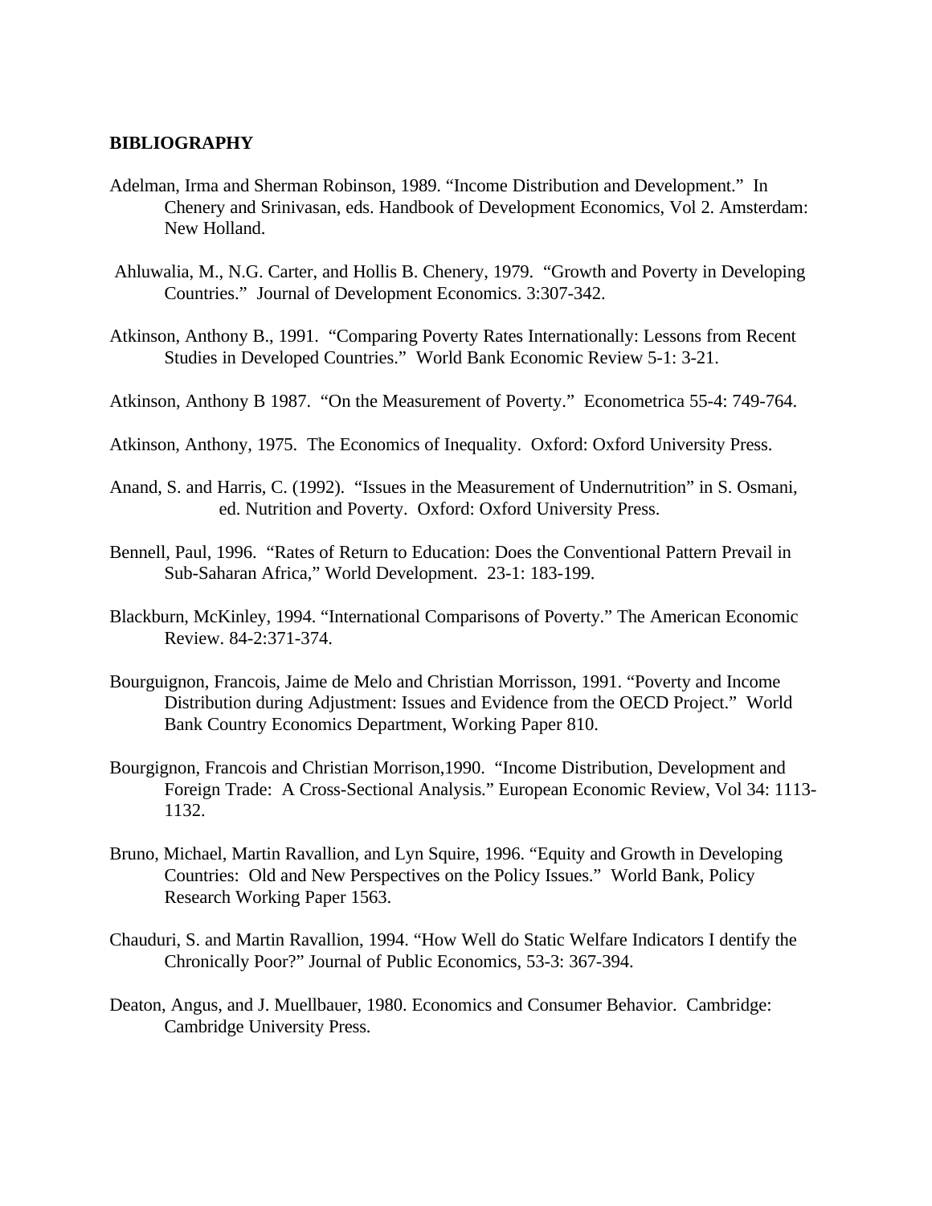**BIBLIOGRAPHY**

Adelman, Irma and Sherman Robinson, 1989. "Income Distribution and Development." In Chenery and Srinivasan, eds. Handbook of Development Economics, Vol 2. Amsterdam: New Holland.

Ahluwalia, M., N.G. Carter, and Hollis B. Chenery, 1979. "Growth and Poverty in Developing Countries." Journal of Development Economics. 3:307-342.

Atkinson, Anthony B., 1991. "Comparing Poverty Rates Internationally: Lessons from Recent Studies in Developed Countries." World Bank Economic Review 5-1: 3-21.

Atkinson, Anthony B 1987. "On the Measurement of Poverty." Econometrica 55-4: 749-764.

Atkinson, Anthony, 1975. The Economics of Inequality. Oxford: Oxford University Press.

Anand, S. and Harris, C. (1992). "Issues in the Measurement of Undernutrition" in S. Osmani, ed. Nutrition and Poverty. Oxford: Oxford University Press.

Bennell, Paul, 1996. "Rates of Return to Education: Does the Conventional Pattern Prevail in Sub-Saharan Africa," World Development. 23-1: 183-199.

Blackburn, McKinley, 1994. "International Comparisons of Poverty." The American Economic Review. 84-2:371-374.

Bourguignon, Francois, Jaime de Melo and Christian Morrisson, 1991. "Poverty and Income Distribution during Adjustment: Issues and Evidence from the OECD Project." World Bank Country Economics Department, Working Paper 810.

Bourgignon, Francois and Christian Morrison,1990. "Income Distribution, Development and Foreign Trade: A Cross-Sectional Analysis." European Economic Review, Vol 34: 1113-1132.

Bruno, Michael, Martin Ravallion, and Lyn Squire, 1996. "Equity and Growth in Developing Countries: Old and New Perspectives on the Policy Issues." World Bank, Policy Research Working Paper 1563.

Chauduri, S. and Martin Ravallion, 1994. "How Well do Static Welfare Indicators I dentify the Chronically Poor?" Journal of Public Economics, 53-3: 367-394.

Deaton, Angus, and J. Muellbauer, 1980. Economics and Consumer Behavior. Cambridge: Cambridge University Press.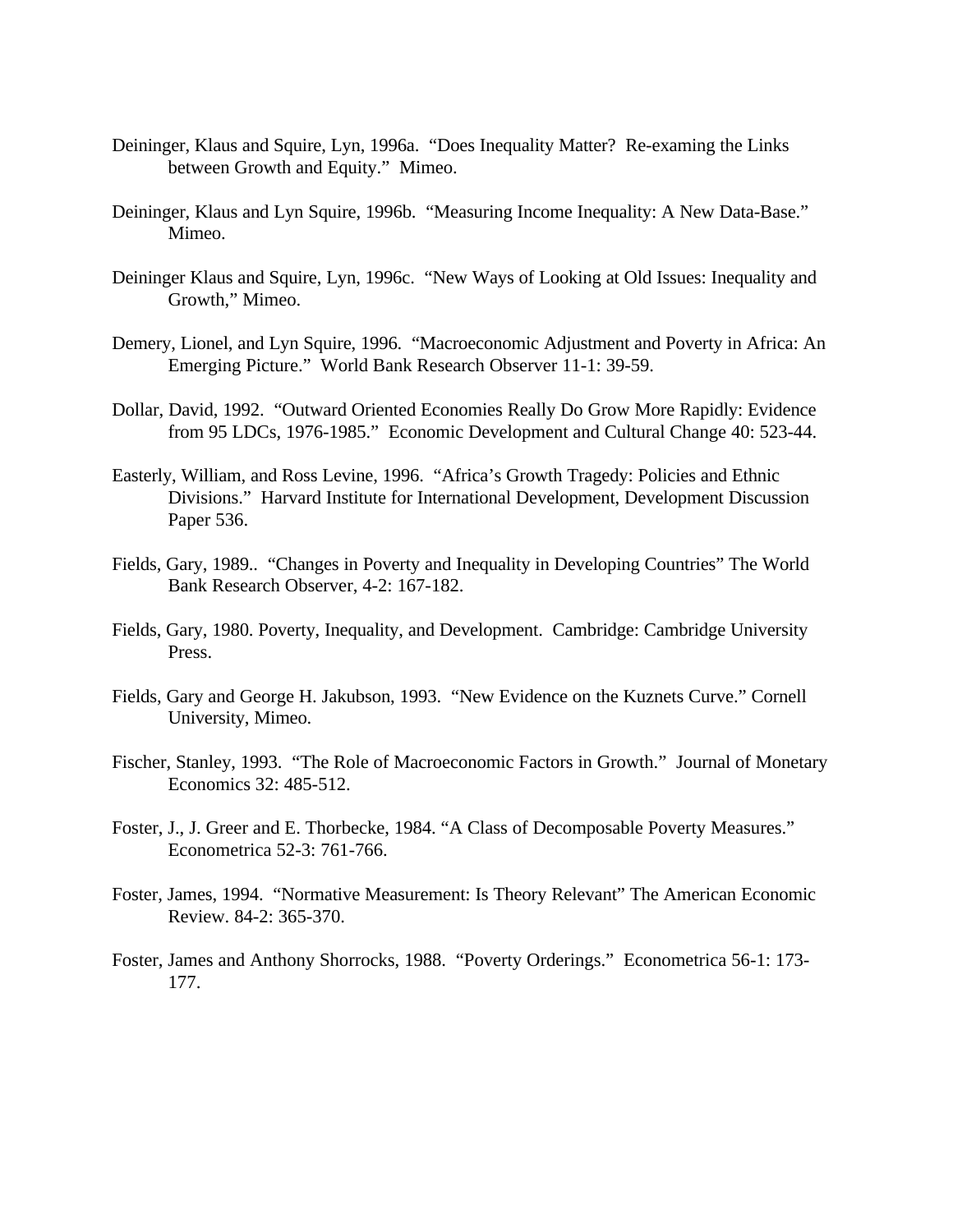Deininger, Klaus and Squire, Lyn, 1996a. "Does Inequality Matter? Re-examing the Links between Growth and Equity." Mimeo.

Deininger, Klaus and Lyn Squire, 1996b. "Measuring Income Inequality: A New Data-Base." Mimeo.

Deininger Klaus and Squire, Lyn, 1996c. "New Ways of Looking at Old Issues: Inequality and Growth," Mimeo.

Demery, Lionel, and Lyn Squire, 1996. "Macroeconomic Adjustment and Poverty in Africa: An Emerging Picture." World Bank Research Observer 11-1: 39-59.

Dollar, David, 1992. "Outward Oriented Economies Really Do Grow More Rapidly: Evidence from 95 LDCs, 1976-1985." Economic Development and Cultural Change 40: 523-44.

Easterly, William, and Ross Levine, 1996. "Africa's Growth Tragedy: Policies and Ethnic Divisions." Harvard Institute for International Development, Development Discussion Paper 536.

Fields, Gary, 1989.. "Changes in Poverty and Inequality in Developing Countries" The World Bank Research Observer, 4-2: 167-182.

Fields, Gary, 1980. Poverty, Inequality, and Development. Cambridge: Cambridge University Press.

Fields, Gary and George H. Jakubson, 1993. "New Evidence on the Kuznets Curve." Cornell University, Mimeo.

Fischer, Stanley, 1993. "The Role of Macroeconomic Factors in Growth." Journal of Monetary Economics 32: 485-512.

Foster, J., J. Greer and E. Thorbecke, 1984. "A Class of Decomposable Poverty Measures." Econometrica 52-3: 761-766.

Foster, James, 1994. "Normative Measurement: Is Theory Relevant" The American Economic Review. 84-2: 365-370.

Foster, James and Anthony Shorrocks, 1988. "Poverty Orderings." Econometrica 56-1: 173-177.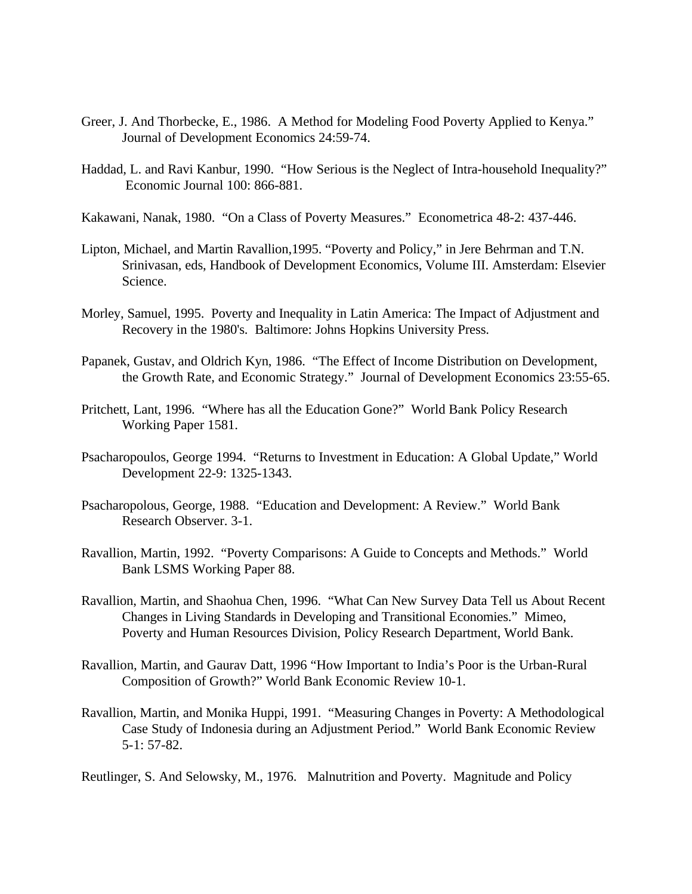Greer, J. And Thorbecke, E., 1986. A Method for Modeling Food Poverty Applied to Kenya." Journal of Development Economics 24:59-74.

Haddad, L. and Ravi Kanbur, 1990. "How Serious is the Neglect of Intra-household Inequality?" Economic Journal 100: 866-881.

Kakawani, Nanak, 1980. "On a Class of Poverty Measures." Econometrica 48-2: 437-446.

Lipton, Michael, and Martin Ravallion,1995. "Poverty and Policy," in Jere Behrman and T.N. Srinivasan, eds, Handbook of Development Economics, Volume III. Amsterdam: Elsevier Science.

Morley, Samuel, 1995. Poverty and Inequality in Latin America: The Impact of Adjustment and Recovery in the 1980's. Baltimore: Johns Hopkins University Press.

Papanek, Gustav, and Oldrich Kyn, 1986. "The Effect of Income Distribution on Development, the Growth Rate, and Economic Strategy." Journal of Development Economics 23:55-65.

Pritchett, Lant, 1996. "Where has all the Education Gone?" World Bank Policy Research Working Paper 1581.

Psacharopoulos, George 1994. "Returns to Investment in Education: A Global Update," World Development 22-9: 1325-1343.

Psacharopolous, George, 1988. "Education and Development: A Review." World Bank Research Observer. 3-1.

Ravallion, Martin, 1992. "Poverty Comparisons: A Guide to Concepts and Methods." World Bank LSMS Working Paper 88.

Ravallion, Martin, and Shaohua Chen, 1996. "What Can New Survey Data Tell us About Recent Changes in Living Standards in Developing and Transitional Economies." Mimeo, Poverty and Human Resources Division, Policy Research Department, World Bank.

Ravallion, Martin, and Gaurav Datt, 1996 "How Important to India's Poor is the Urban-Rural Composition of Growth?" World Bank Economic Review 10-1.

Ravallion, Martin, and Monika Huppi, 1991. "Measuring Changes in Poverty: A Methodological Case Study of Indonesia during an Adjustment Period." World Bank Economic Review 5-1: 57-82.

Reutlinger, S. And Selowsky, M., 1976. Malnutrition and Poverty. Magnitude and Policy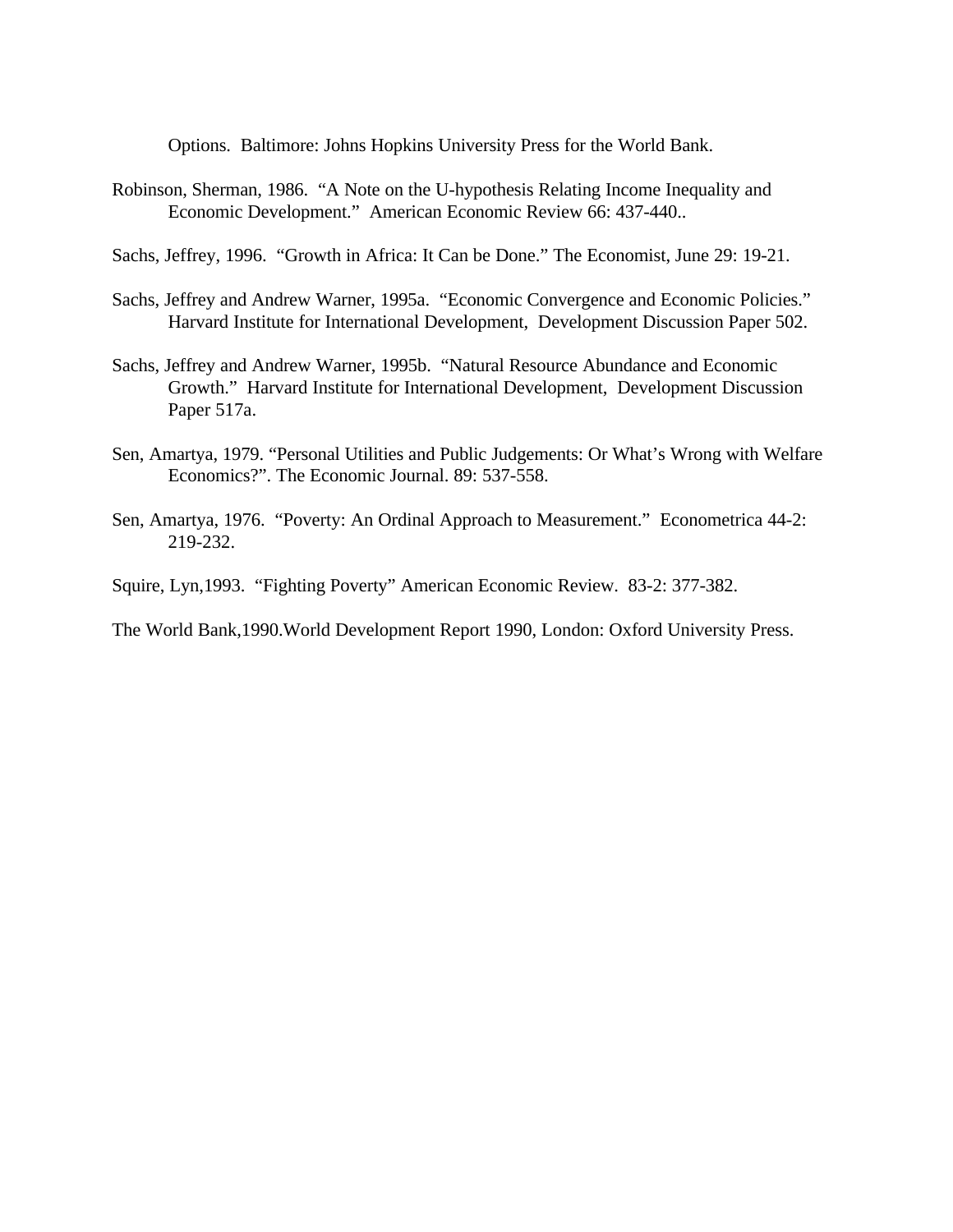Options.  Baltimore: Johns Hopkins University Press for the World Bank.

Robinson, Sherman, 1986.  "A Note on the U-hypothesis Relating Income Inequality and Economic Development."  American Economic Review 66: 437-440..

Sachs, Jeffrey, 1996.  "Growth in Africa: It Can be Done." The Economist, June 29: 19-21.

Sachs, Jeffrey and Andrew Warner, 1995a.  "Economic Convergence and Economic Policies." Harvard Institute for International Development,  Development Discussion Paper 502.

Sachs, Jeffrey and Andrew Warner, 1995b.  "Natural Resource Abundance and Economic Growth."  Harvard Institute for International Development,  Development Discussion Paper 517a.

Sen, Amartya, 1979. "Personal Utilities and Public Judgements: Or What's Wrong with Welfare Economics?". The Economic Journal. 89: 537-558.

Sen, Amartya, 1976.  "Poverty: An Ordinal Approach to Measurement."  Econometrica 44-2: 219-232.

Squire, Lyn,1993.  "Fighting Poverty" American Economic Review.  83-2: 377-382.

The World Bank,1990.World Development Report 1990, London: Oxford University Press.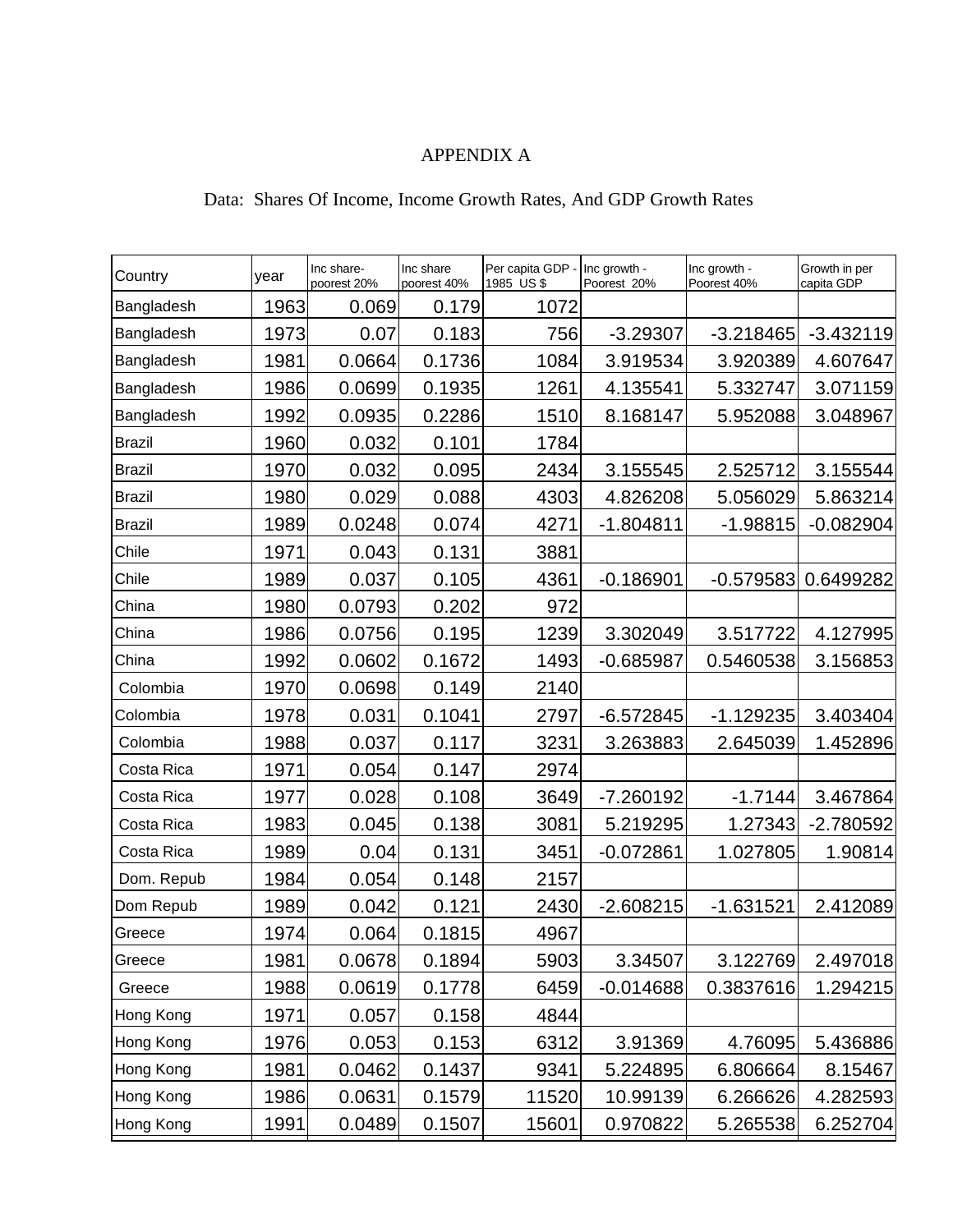# APPENDIX A

## Data: Shares Of Income, Income Growth Rates, And GDP Growth Rates

| Country | year | Inc share-poorest 20% | Inc share poorest 40% | Per capita GDP - 1985 US $ | Inc growth - Poorest 20% | Inc growth - Poorest 40% | Growth in per capita GDP |
|---|---|---|---|---|---|---|---|
| Bangladesh | 1963 | 0.069 | 0.179 | 1072 | | | |
| Bangladesh | 1973 | 0.07 | 0.183 | 756 | -3.29307 | -3.218465 | -3.432119 |
| Bangladesh | 1981 | 0.0664 | 0.1736 | 1084 | 3.919534 | 3.920389 | 4.607647 |
| Bangladesh | 1986 | 0.0699 | 0.1935 | 1261 | 4.135541 | 5.332747 | 3.071159 |
| Bangladesh | 1992 | 0.0935 | 0.2286 | 1510 | 8.168147 | 5.952088 | 3.048967 |
| Brazil | 1960 | 0.032 | 0.101 | 1784 | | | |
| Brazil | 1970 | 0.032 | 0.095 | 2434 | 3.155545 | 2.525712 | 3.155544 |
| Brazil | 1980 | 0.029 | 0.088 | 4303 | 4.826208 | 5.056029 | 5.863214 |
| Brazil | 1989 | 0.0248 | 0.074 | 4271 | -1.804811 | -1.98815 | -0.082904 |
| Chile | 1971 | 0.043 | 0.131 | 3881 | | | |
| Chile | 1989 | 0.037 | 0.105 | 4361 | -0.186901 | -0.579583 | 0.6499282 |
| China | 1980 | 0.0793 | 0.202 | 972 | | | |
| China | 1986 | 0.0756 | 0.195 | 1239 | 3.302049 | 3.517722 | 4.127995 |
| China | 1992 | 0.0602 | 0.1672 | 1493 | -0.685987 | 0.5460538 | 3.156853 |
| Colombia | 1970 | 0.0698 | 0.149 | 2140 | | | |
| Colombia | 1978 | 0.031 | 0.1041 | 2797 | -6.572845 | -1.129235 | 3.403404 |
| Colombia | 1988 | 0.037 | 0.117 | 3231 | 3.263883 | 2.645039 | 1.452896 |
| Costa Rica | 1971 | 0.054 | 0.147 | 2974 | | | |
| Costa Rica | 1977 | 0.028 | 0.108 | 3649 | -7.260192 | -1.7144 | 3.467864 |
| Costa Rica | 1983 | 0.045 | 0.138 | 3081 | 5.219295 | 1.27343 | -2.780592 |
| Costa Rica | 1989 | 0.04 | 0.131 | 3451 | -0.072861 | 1.027805 | 1.90814 |
| Dom. Repub | 1984 | 0.054 | 0.148 | 2157 | | | |
| Dom Repub | 1989 | 0.042 | 0.121 | 2430 | -2.608215 | -1.631521 | 2.412089 |
| Greece | 1974 | 0.064 | 0.1815 | 4967 | | | |
| Greece | 1981 | 0.0678 | 0.1894 | 5903 | 3.34507 | 3.122769 | 2.497018 |
| Greece | 1988 | 0.0619 | 0.1778 | 6459 | -0.014688 | 0.3837616 | 1.294215 |
| Hong Kong | 1971 | 0.057 | 0.158 | 4844 | | | |
| Hong Kong | 1976 | 0.053 | 0.153 | 6312 | 3.91369 | 4.76095 | 5.436886 |
| Hong Kong | 1981 | 0.0462 | 0.1437 | 9341 | 5.224895 | 6.806664 | 8.15467 |
| Hong Kong | 1986 | 0.0631 | 0.1579 | 11520 | 10.99139 | 6.266626 | 4.282593 |
| Hong Kong | 1991 | 0.0489 | 0.1507 | 15601 | 0.970822 | 5.265538 | 6.252704 |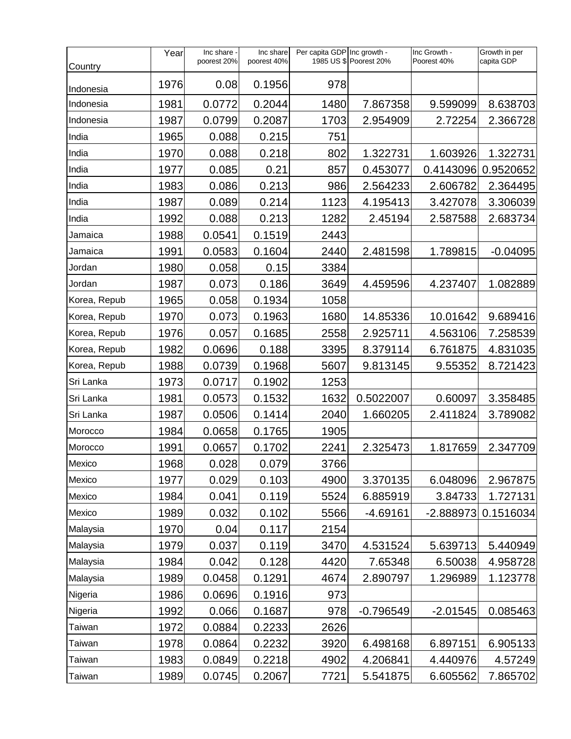| Country | Year | Inc share - poorest 20% | Inc share poorest 40% | Per capita GDP 1985 US $ | Inc growth - Poorest 20% | Inc Growth - Poorest 40% | Growth in per capita GDP |
|---|---|---|---|---|---|---|---|
| Indonesia | 1976 | 0.08 | 0.1956 | 978 | | | |
| Indonesia | 1981 | 0.0772 | 0.2044 | 1480 | 7.867358 | 9.599099 | 8.638703 |
| Indonesia | 1987 | 0.0799 | 0.2087 | 1703 | 2.954909 | 2.72254 | 2.366728 |
| India | 1965 | 0.088 | 0.215 | 751 | | | |
| India | 1970 | 0.088 | 0.218 | 802 | 1.322731 | 1.603926 | 1.322731 |
| India | 1977 | 0.085 | 0.21 | 857 | 0.453077 | 0.4143096 | 0.9520652 |
| India | 1983 | 0.086 | 0.213 | 986 | 2.564233 | 2.606782 | 2.364495 |
| India | 1987 | 0.089 | 0.214 | 1123 | 4.195413 | 3.427078 | 3.306039 |
| India | 1992 | 0.088 | 0.213 | 1282 | 2.45194 | 2.587588 | 2.683734 |
| Jamaica | 1988 | 0.0541 | 0.1519 | 2443 | | | |
| Jamaica | 1991 | 0.0583 | 0.1604 | 2440 | 2.481598 | 1.789815 | -0.04095 |
| Jordan | 1980 | 0.058 | 0.15 | 3384 | | | |
| Jordan | 1987 | 0.073 | 0.186 | 3649 | 4.459596 | 4.237407 | 1.082889 |
| Korea, Repub | 1965 | 0.058 | 0.1934 | 1058 | | | |
| Korea, Repub | 1970 | 0.073 | 0.1963 | 1680 | 14.85336 | 10.01642 | 9.689416 |
| Korea, Repub | 1976 | 0.057 | 0.1685 | 2558 | 2.925711 | 4.563106 | 7.258539 |
| Korea, Repub | 1982 | 0.0696 | 0.188 | 3395 | 8.379114 | 6.761875 | 4.831035 |
| Korea, Repub | 1988 | 0.0739 | 0.1968 | 5607 | 9.813145 | 9.55352 | 8.721423 |
| Sri Lanka | 1973 | 0.0717 | 0.1902 | 1253 | | | |
| Sri Lanka | 1981 | 0.0573 | 0.1532 | 1632 | 0.5022007 | 0.60097 | 3.358485 |
| Sri Lanka | 1987 | 0.0506 | 0.1414 | 2040 | 1.660205 | 2.411824 | 3.789082 |
| Morocco | 1984 | 0.0658 | 0.1765 | 1905 | | | |
| Morocco | 1991 | 0.0657 | 0.1702 | 2241 | 2.325473 | 1.817659 | 2.347709 |
| Mexico | 1968 | 0.028 | 0.079 | 3766 | | | |
| Mexico | 1977 | 0.029 | 0.103 | 4900 | 3.370135 | 6.048096 | 2.967875 |
| Mexico | 1984 | 0.041 | 0.119 | 5524 | 6.885919 | 3.84733 | 1.727131 |
| Mexico | 1989 | 0.032 | 0.102 | 5566 | -4.69161 | -2.888973 | 0.1516034 |
| Malaysia | 1970 | 0.04 | 0.117 | 2154 | | | |
| Malaysia | 1979 | 0.037 | 0.119 | 3470 | 4.531524 | 5.639713 | 5.440949 |
| Malaysia | 1984 | 0.042 | 0.128 | 4420 | 7.65348 | 6.50038 | 4.958728 |
| Malaysia | 1989 | 0.0458 | 0.1291 | 4674 | 2.890797 | 1.296989 | 1.123778 |
| Nigeria | 1986 | 0.0696 | 0.1916 | 973 | | | |
| Nigeria | 1992 | 0.066 | 0.1687 | 978 | -0.796549 | -2.01545 | 0.085463 |
| Taiwan | 1972 | 0.0884 | 0.2233 | 2626 | | | |
| Taiwan | 1978 | 0.0864 | 0.2232 | 3920 | 6.498168 | 6.897151 | 6.905133 |
| Taiwan | 1983 | 0.0849 | 0.2218 | 4902 | 4.206841 | 4.440976 | 4.57249 |
| Taiwan | 1989 | 0.0745 | 0.2067 | 7721 | 5.541875 | 6.605562 | 7.865702 |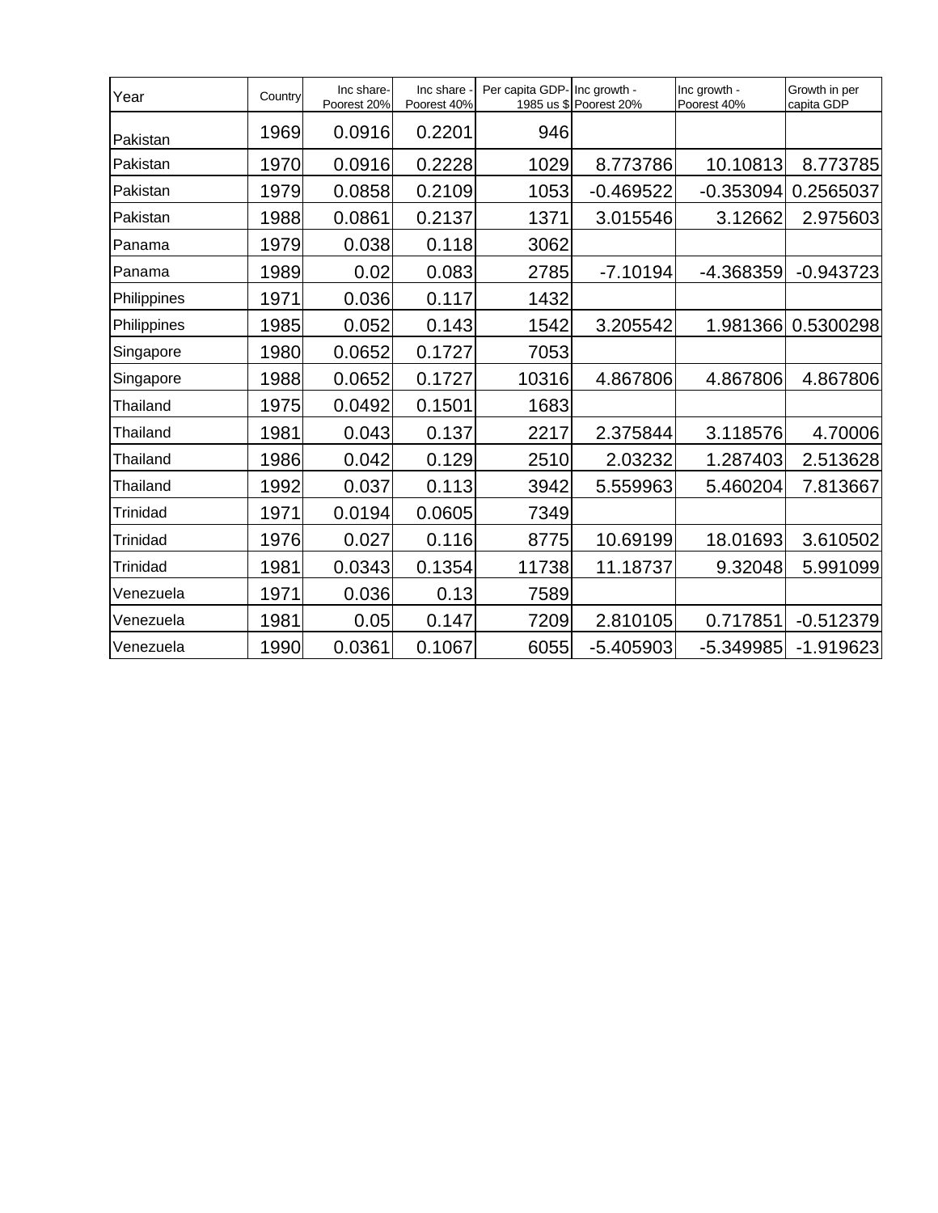| Year | Country | Inc share-Poorest 20% | Inc share - Poorest 40% | Per capita GDP-1985 us $ | Inc growth - Poorest 20% | Inc growth - Poorest 40% | Growth in per capita GDP |
|---|---|---|---|---|---|---|---|
| Pakistan | 1969 | 0.0916 | 0.2201 | 946 | | | |
| Pakistan | 1970 | 0.0916 | 0.2228 | 1029 | 8.773786 | 10.10813 | 8.773785 |
| Pakistan | 1979 | 0.0858 | 0.2109 | 1053 | -0.469522 | -0.353094 | 0.2565037 |
| Pakistan | 1988 | 0.0861 | 0.2137 | 1371 | 3.015546 | 3.12662 | 2.975603 |
| Panama | 1979 | 0.038 | 0.118 | 3062 | | | |
| Panama | 1989 | 0.02 | 0.083 | 2785 | -7.10194 | -4.368359 | -0.943723 |
| Philippines | 1971 | 0.036 | 0.117 | 1432 | | | |
| Philippines | 1985 | 0.052 | 0.143 | 1542 | 3.205542 | 1.981366 | 0.5300298 |
| Singapore | 1980 | 0.0652 | 0.1727 | 7053 | | | |
| Singapore | 1988 | 0.0652 | 0.1727 | 10316 | 4.867806 | 4.867806 | 4.867806 |
| Thailand | 1975 | 0.0492 | 0.1501 | 1683 | | | |
| Thailand | 1981 | 0.043 | 0.137 | 2217 | 2.375844 | 3.118576 | 4.70006 |
| Thailand | 1986 | 0.042 | 0.129 | 2510 | 2.03232 | 1.287403 | 2.513628 |
| Thailand | 1992 | 0.037 | 0.113 | 3942 | 5.559963 | 5.460204 | 7.813667 |
| Trinidad | 1971 | 0.0194 | 0.0605 | 7349 | | | |
| Trinidad | 1976 | 0.027 | 0.116 | 8775 | 10.69199 | 18.01693 | 3.610502 |
| Trinidad | 1981 | 0.0343 | 0.1354 | 11738 | 11.18737 | 9.32048 | 5.991099 |
| Venezuela | 1971 | 0.036 | 0.13 | 7589 | | | |
| Venezuela | 1981 | 0.05 | 0.147 | 7209 | 2.810105 | 0.717851 | -0.512379 |
| Venezuela | 1990 | 0.0361 | 0.1067 | 6055 | -5.405903 | -5.349985 | -1.919623 |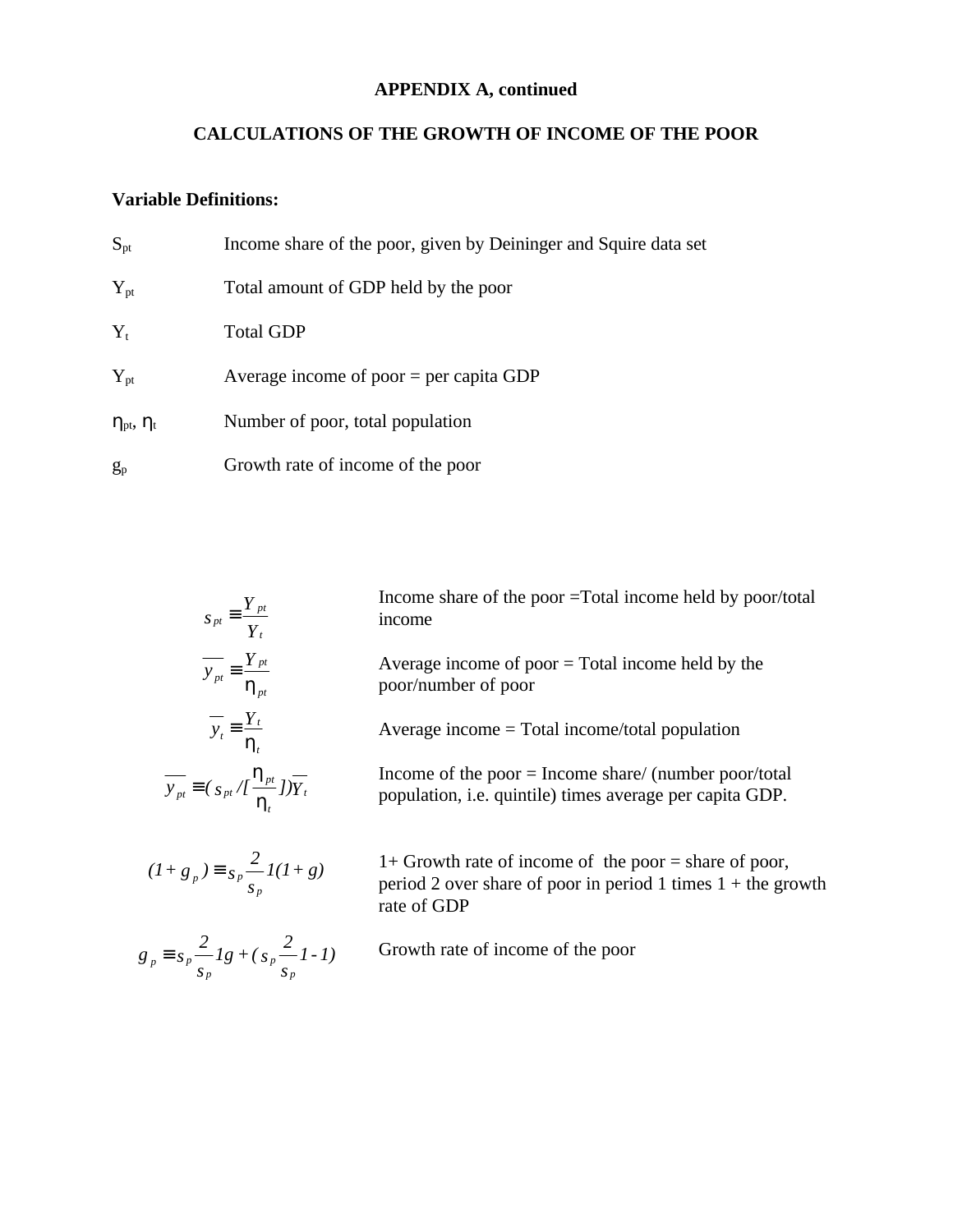**APPENDIX A, continued**

**CALCULATIONS OF THE GROWTH OF INCOME OF THE POOR**

**Variable Definitions:**

| | |
|---|---|
| $S_{pt}$ | Income share of the poor, given by Deininger and Squire data set |
| $Y_{pt}$ | Total amount of GDP held by the poor |
| $Y_t$ | Total GDP |
| $Y_{pt}$ | Average income of poor = per capita GDP |
| $\eta_{pt}$, $\eta_t$ | Number of poor, total population |
| $g_p$ | Growth rate of income of the poor |

| | |
|---|---|
| $s_{pt} \equiv \frac{Y_{pt}}{Y_t}$ | Income share of the poor =Total income held by poor/total income |
| $\overline{y_{pt}} \equiv \frac{Y_{pt}}{\eta_{pt}}$ | Average income of poor = Total income held by the poor/number of poor |
| $\overline{y_t} \equiv \frac{Y_t}{\eta_t}$ | Average income = Total income/total population |
| $\overline{y_{pt}} \equiv (s_{pt} / [\frac{\eta_{pt}}{\eta_t}])\overline{Y_t}$ | Income of the poor = Income share/ (number poor/total population, i.e. quintile) times average per capita GDP. |
| $(1+g_p) \equiv s_p \frac{2}{s_p} 1(1+g)$ | 1+ Growth rate of income of the poor = share of poor, period 2 over share of poor in period 1 times 1 + the growth rate of GDP |
| $g_p \equiv s_p \frac{2}{s_p} 1g + (s_p \frac{2}{s_p} 1 - 1)$ | Growth rate of income of the poor |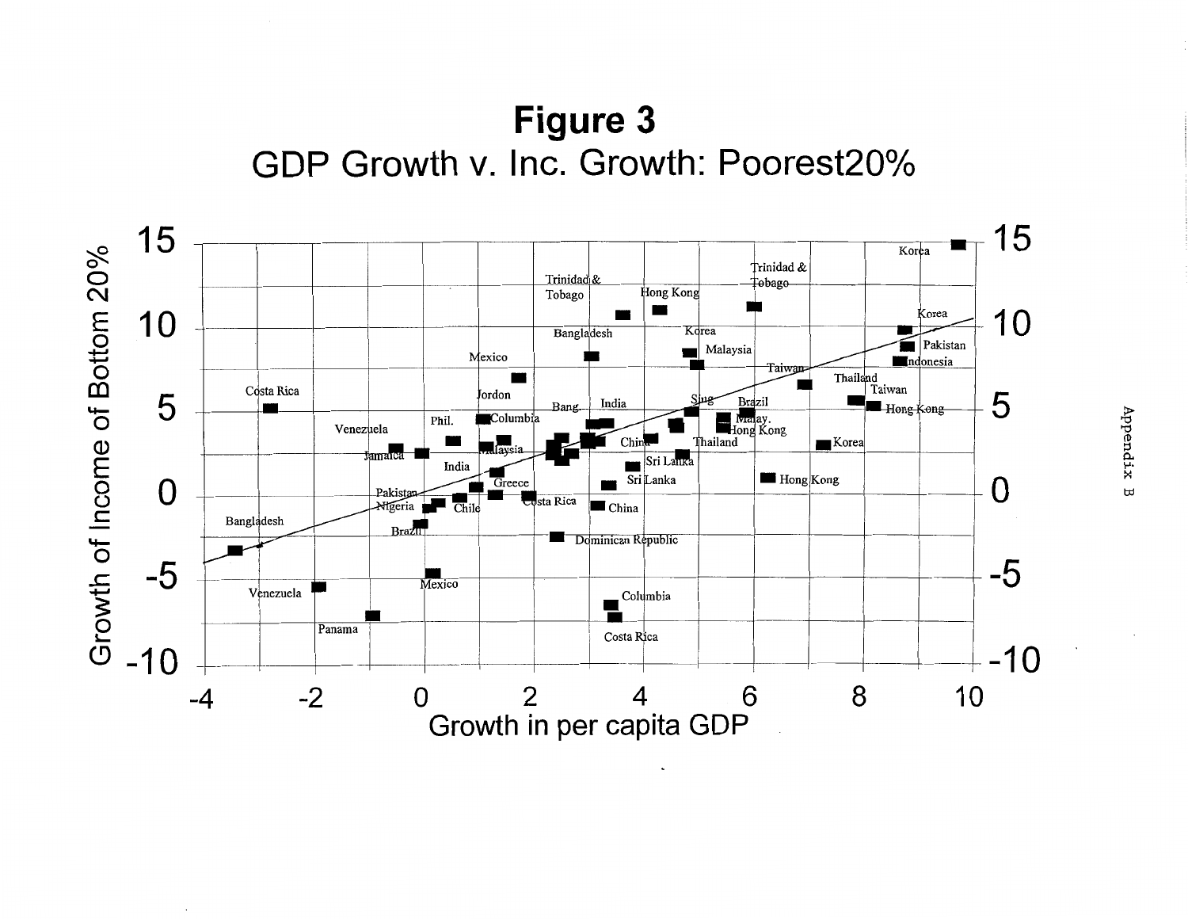# Figure 3

## GDP Growth v. Inc. Growth: Poorest20%

Growth of Income of Bottom 20%

Growth in per capita GDP

Appendix B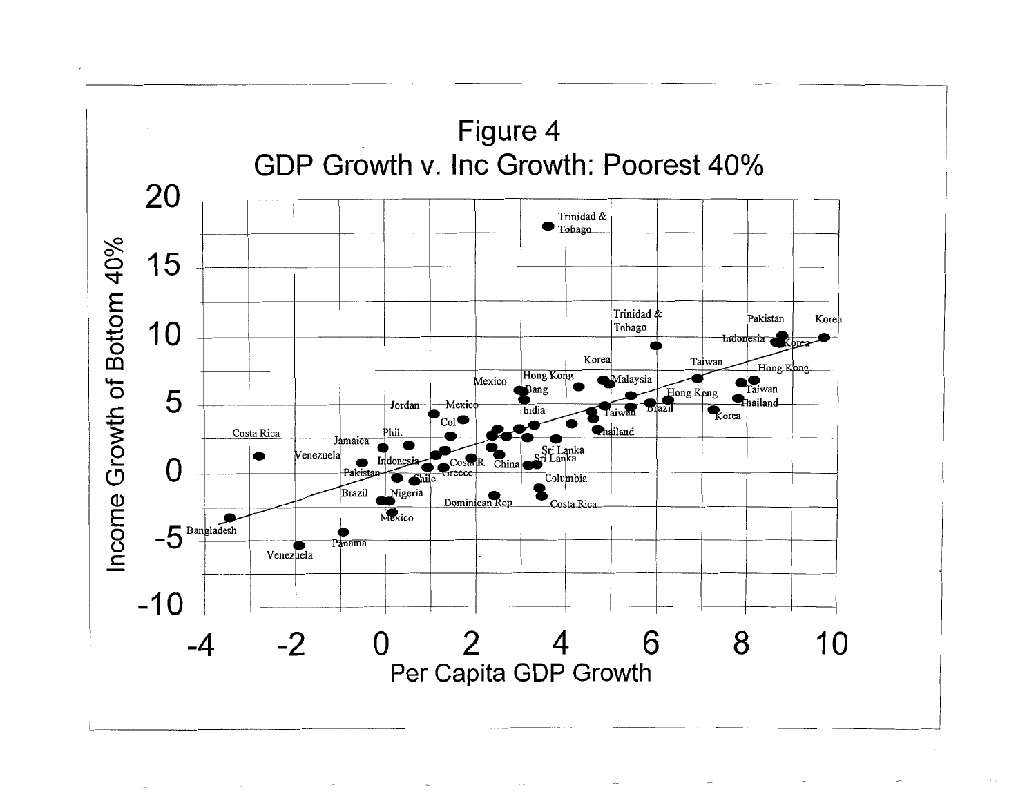Figure 4

GDP Growth v. Inc Growth: Poorest 40%

Income Growth of Bottom 40%

20

15

10

5

0

-5

-10

-4 -2 0 2 4 6 8 10

Per Capita GDP Growth

Trinidad & Tobago

Trinidad & Tobago

Pakistan

Korea

Indonesia

Korea

Korea

Taiwan

Hong Kong

Mexico

Hong Kong

Bang

Malaysia

Hong Kong

Taiwan

Thailand

Jordan

Mexico

India

Taiwan

Brazil

Korea

Col

Costa Rica

Phil.

Thailand

Jamaica

Venezuela

Indonesia

Costa R

China

Sri Lanka

Sri Lanka

Pakistan

Greece

Chile

Columbia

Brazil

Nigeria

Dominican Rep

Costa Rica

Mexico

Bangladesh

Panama

Venezuela